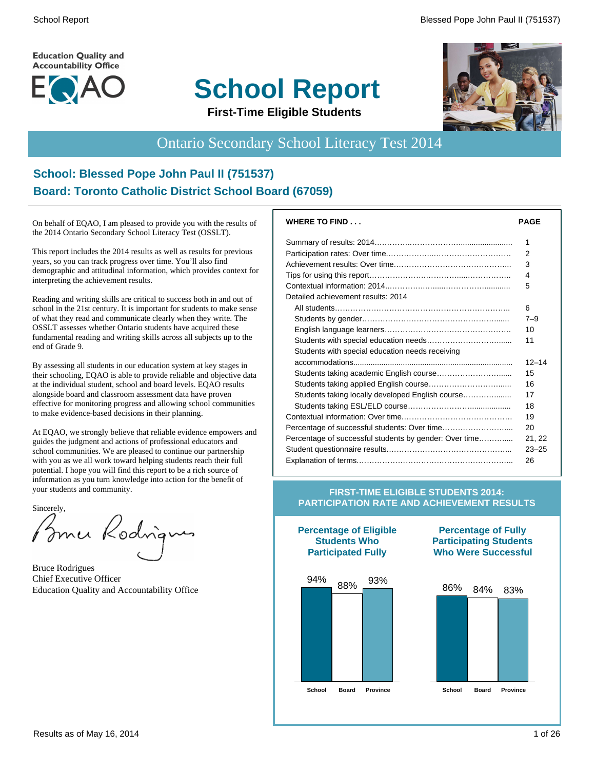Education Quality and Accountability Office

EQAO

# School Report

**First-Time Eligible Students**

## Ontario Secondary School Literacy Test 2014

### School: Blessed Pope John Paul II (751537)
### Board: Toronto Catholic District School Board (67059)

On behalf of EQAO, I am pleased to provide you with the results of the 2014 Ontario Secondary School Literacy Test (OSSLT).

This report includes the 2014 results as well as results for previous years, so you can track progress over time. You'll also find demographic and attitudinal information, which provides context for interpreting the achievement results.

Reading and writing skills are critical to success both in and out of school in the 21st century. It is important for students to make sense of what they read and communicate clearly when they write. The OSSLT assesses whether Ontario students have acquired these fundamental reading and writing skills across all subjects up to the end of Grade 9.

By assessing all students in our education system at key stages in their schooling, EQAO is able to provide reliable and objective data at the individual student, school and board levels. EQAO results alongside board and classroom assessment data have proven effective for monitoring progress and allowing school communities to make evidence-based decisions in their planning.

At EQAO, we strongly believe that reliable evidence empowers and guides the judgment and actions of professional educators and school communities. We are pleased to continue our partnership with you as we all work toward helping students reach their full potential. I hope you will find this report to be a rich source of information as you turn knowledge into action for the benefit of your students and community.

Sincerely,

Bruce Rodrigues
Chief Executive Officer
Education Quality and Accountability Office

| WHERE TO FIND . . . | PAGE |
|---|---|
| Summary of results: 2014 | 1 |
| Participation rates: Over time | 2 |
| Achievement results: Over time | 3 |
| Tips for using this report | 4 |
| Contextual information: 2014 | 5 |
| Detailed achievement results: 2014 | |
| All students | 6 |
| Students by gender | 7–9 |
| English language learners | 10 |
| Students with special education needs | 11 |
| Students with special education needs receiving accommodations | 12–14 |
| Students taking academic English course | 15 |
| Students taking applied English course | 16 |
| Students taking locally developed English course | 17 |
| Students taking ESL/ELD course | 18 |
| Contextual information: Over time | 19 |
| Percentage of successful students: Over time | 20 |
| Percentage of successful students by gender: Over time | 21, 22 |
| Student questionnaire results | 23–25 |
| Explanation of terms | 26 |

**FIRST-TIME ELIGIBLE STUDENTS 2014: PARTICIPATION RATE AND ACHIEVEMENT RESULTS**

| | School | Board | Province |
|---|---|---|---|
| Percentage of Eligible Students Who Participated Fully | 94% | 88% | 93% |
| Percentage of Fully Participating Students Who Were Successful | 86% | 84% | 83% |

Results as of May 16, 2014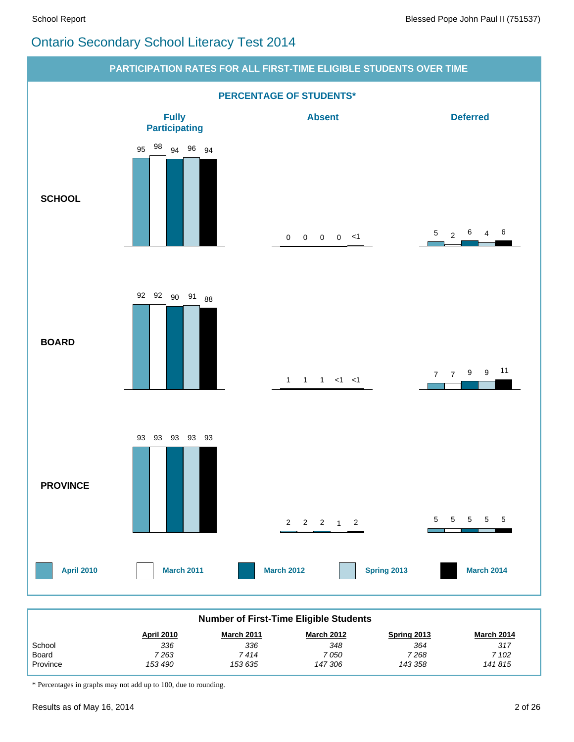# Ontario Secondary School Literacy Test 2014

## PARTICIPATION RATES FOR ALL FIRST-TIME ELIGIBLE STUDENTS OVER TIME

### PERCENTAGE OF STUDENTS*

| | | April 2010 | March 2011 | March 2012 | Spring 2013 | March 2014 |
|---|---|---|---|---|---|---|
| **SCHOOL** | Fully Participating | 95 | 98 | 94 | 96 | 94 |
| | Absent | 0 | 0 | 0 | 0 | <1 |
| | Deferred | 5 | 2 | 6 | 4 | 6 |
| **BOARD** | Fully Participating | 92 | 92 | 90 | 91 | 88 |
| | Absent | 1 | 1 | 1 | <1 | <1 |
| | Deferred | 7 | 7 | 9 | 9 | 11 |
| **PROVINCE** | Fully Participating | 93 | 93 | 93 | 93 | 93 |
| | Absent | 2 | 2 | 2 | 1 | 2 |
| | Deferred | 5 | 5 | 5 | 5 | 5 |

### Number of First-Time Eligible Students

| | April 2010 | March 2011 | March 2012 | Spring 2013 | March 2014 |
|---|---|---|---|---|---|
| School | *336* | *336* | *348* | *364* | *317* |
| Board | *7 263* | *7 414* | *7 050* | *7 268* | *7 102* |
| Province | *153 490* | *153 635* | *147 306* | *143 358* | *141 815* |

* Percentages in graphs may not add up to 100, due to rounding.

Results as of May 16, 2014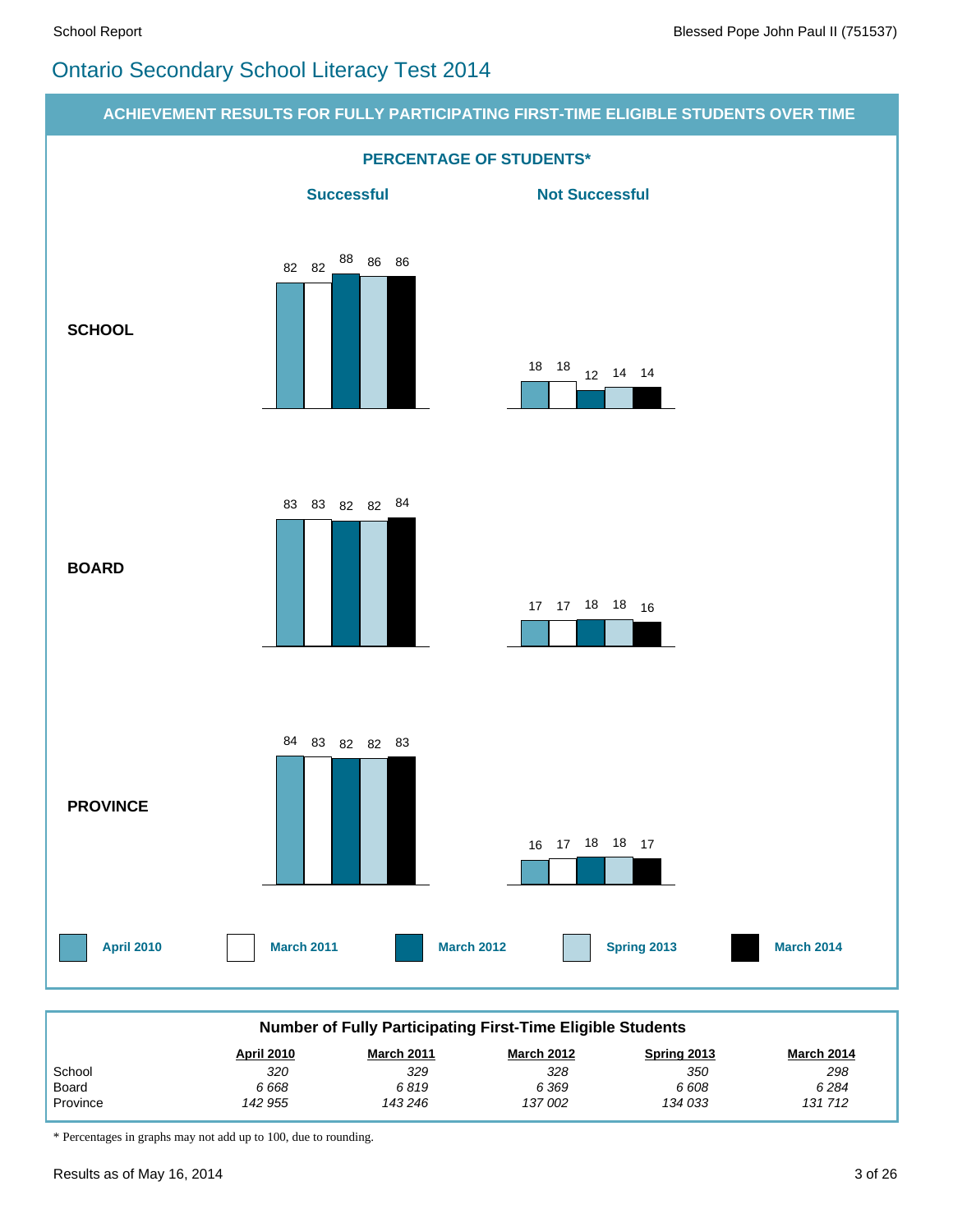# Ontario Secondary School Literacy Test 2014

## ACHIEVEMENT RESULTS FOR FULLY PARTICIPATING FIRST-TIME ELIGIBLE STUDENTS OVER TIME

### PERCENTAGE OF STUDENTS*

| | Successful | | | | | Not Successful | | | | |
|---|---|---|---|---|---|---|---|---|---|---|
| | April 2010 | March 2011 | March 2012 | Spring 2013 | March 2014 | April 2010 | March 2011 | March 2012 | Spring 2013 | March 2014 |
| **SCHOOL** | 82 | 82 | 88 | 86 | 86 | 18 | 18 | 12 | 14 | 14 |
| **BOARD** | 83 | 83 | 82 | 82 | 84 | 17 | 17 | 18 | 18 | 16 |
| **PROVINCE** | 84 | 83 | 82 | 82 | 83 | 16 | 17 | 18 | 18 | 17 |

### Number of Fully Participating First-Time Eligible Students

| | April 2010 | March 2011 | March 2012 | Spring 2013 | March 2014 |
|---|---|---|---|---|---|
| School | *320* | *329* | *328* | *350* | *298* |
| Board | *6 668* | *6 819* | *6 369* | *6 608* | *6 284* |
| Province | *142 955* | *143 246* | *137 002* | *134 033* | *131 712* |

* Percentages in graphs may not add up to 100, due to rounding.

Results as of May 16, 2014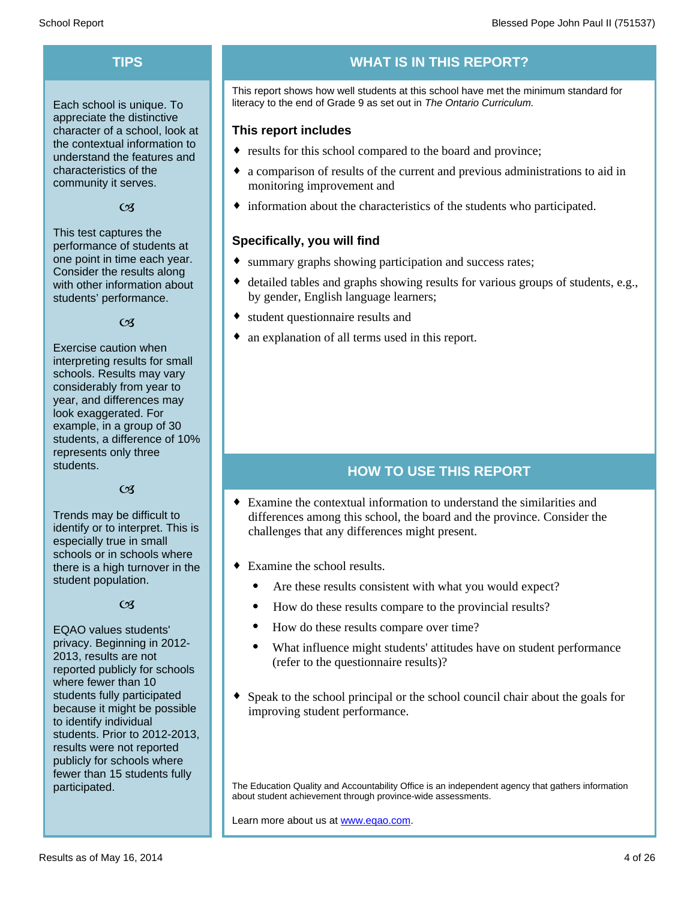## TIPS

Each school is unique. To appreciate the distinctive character of a school, look at the contextual information to understand the features and characteristics of the community it serves.

This test captures the performance of students at one point in time each year. Consider the results along with other information about students' performance.

Exercise caution when interpreting results for small schools. Results may vary considerably from year to year, and differences may look exaggerated. For example, in a group of 30 students, a difference of 10% represents only three students.

Trends may be difficult to identify or to interpret. This is especially true in small schools or in schools where there is a high turnover in the student population.

EQAO values students' privacy. Beginning in 2012-2013, results are not reported publicly for schools where fewer than 10 students fully participated because it might be possible to identify individual students. Prior to 2012-2013, results were not reported publicly for schools where fewer than 15 students fully participated.

## WHAT IS IN THIS REPORT?

This report shows how well students at this school have met the minimum standard for literacy to the end of Grade 9 as set out in *The Ontario Curriculum.*

### This report includes

- results for this school compared to the board and province;
- a comparison of results of the current and previous administrations to aid in monitoring improvement and
- information about the characteristics of the students who participated.

### Specifically, you will find

- summary graphs showing participation and success rates;
- detailed tables and graphs showing results for various groups of students, e.g., by gender, English language learners;
- student questionnaire results and
- an explanation of all terms used in this report.

## HOW TO USE THIS REPORT

- Examine the contextual information to understand the similarities and differences among this school, the board and the province. Consider the challenges that any differences might present.
- Examine the school results.
  - Are these results consistent with what you would expect?
  - How do these results compare to the provincial results?
  - How do these results compare over time?
  - What influence might students' attitudes have on student performance (refer to the questionnaire results)?
- Speak to the school principal or the school council chair about the goals for improving student performance.

The Education Quality and Accountability Office is an independent agency that gathers information about student achievement through province-wide assessments.

Learn more about us at [www.eqao.com](www.eqao.com).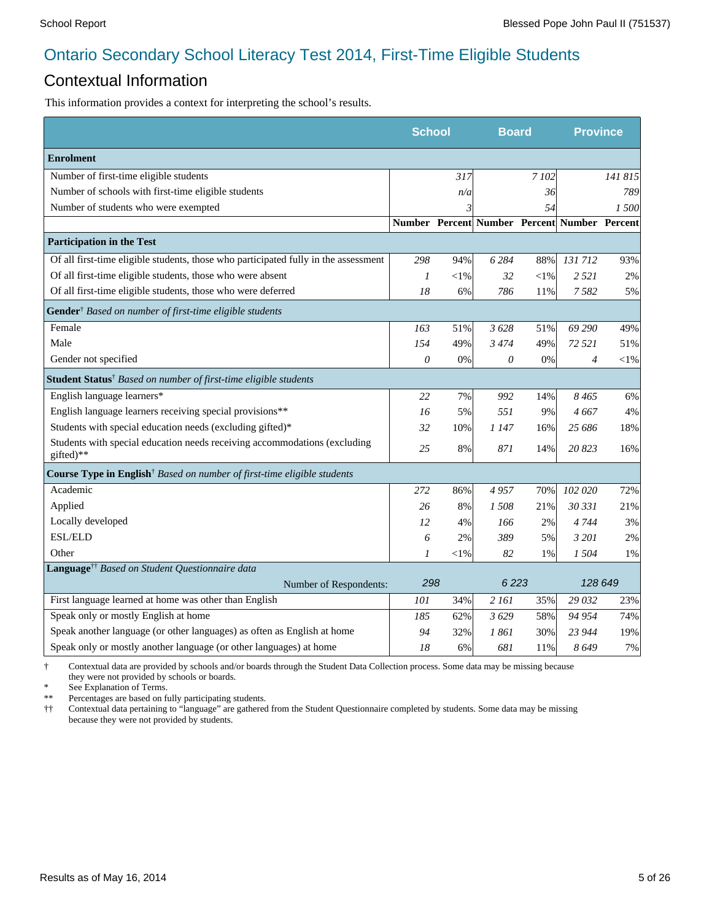# Ontario Secondary School Literacy Test 2014, First-Time Eligible Students

## Contextual Information

This information provides a context for interpreting the school's results.

| | School | | Board | | Province | |
|---|---|---|---|---|---|---|
| **Enrolment** | | | | | | |
| Number of first-time eligible students | | 317 | | 7 102 | | 141 815 |
| Number of schools with first-time eligible students | | n/a | | 36 | | 789 |
| Number of students who were exempted | | 3 | | 54 | | 1 500 |
| | **Number** | **Percent** | **Number** | **Percent** | **Number** | **Percent** |
| **Participation in the Test** | | | | | | |
| Of all first-time eligible students, those who participated fully in the assessment | 298 | 94% | 6 284 | 88% | 131 712 | 93% |
| Of all first-time eligible students, those who were absent | 1 | <1% | 32 | <1% | 2 521 | 2% |
| Of all first-time eligible students, those who were deferred | 18 | 6% | 786 | 11% | 7 582 | 5% |
| **Gender**† *Based on number of first-time eligible students* | | | | | | |
| Female | 163 | 51% | 3 628 | 51% | 69 290 | 49% |
| Male | 154 | 49% | 3 474 | 49% | 72 521 | 51% |
| Gender not specified | 0 | 0% | 0 | 0% | 4 | <1% |
| **Student Status**† *Based on number of first-time eligible students* | | | | | | |
| English language learners* | 22 | 7% | 992 | 14% | 8 465 | 6% |
| English language learners receiving special provisions** | 16 | 5% | 551 | 9% | 4 667 | 4% |
| Students with special education needs (excluding gifted)* | 32 | 10% | 1 147 | 16% | 25 686 | 18% |
| Students with special education needs receiving accommodations (excluding gifted)** | 25 | 8% | 871 | 14% | 20 823 | 16% |
| **Course Type in English**† *Based on number of first-time eligible students* | | | | | | |
| Academic | 272 | 86% | 4 957 | 70% | 102 020 | 72% |
| Applied | 26 | 8% | 1 508 | 21% | 30 331 | 21% |
| Locally developed | 12 | 4% | 166 | 2% | 4 744 | 3% |
| ESL/ELD | 6 | 2% | 389 | 5% | 3 201 | 2% |
| Other | 1 | <1% | 82 | 1% | 1 504 | 1% |
| **Language**†† *Based on Student Questionnaire data* | | | | | | |
| Number of Respondents: | 298 | | 6 223 | | 128 649 | |
| First language learned at home was other than English | 101 | 34% | 2 161 | 35% | 29 032 | 23% |
| Speak only or mostly English at home | 185 | 62% | 3 629 | 58% | 94 954 | 74% |
| Speak another language (or other languages) as often as English at home | 94 | 32% | 1 861 | 30% | 23 944 | 19% |
| Speak only or mostly another language (or other languages) at home | 18 | 6% | 681 | 11% | 8 649 | 7% |

† Contextual data are provided by schools and/or boards through the Student Data Collection process. Some data may be missing because they were not provided by schools or boards.

\* See Explanation of Terms.

** Percentages are based on fully participating students.

†† Contextual data pertaining to "language" are gathered from the Student Questionnaire completed by students. Some data may be missing because they were not provided by students.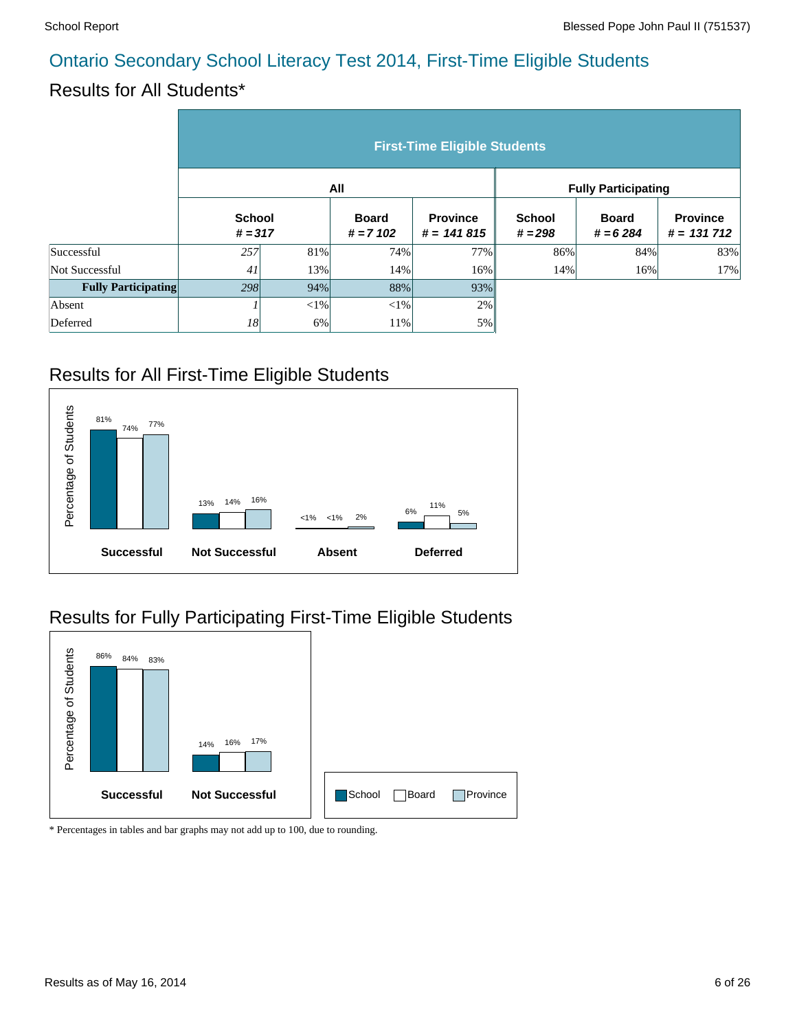## Ontario Secondary School Literacy Test 2014, First-Time Eligible Students

## Results for All Students*

| | First-Time Eligible Students | | | | | | |
|---|---|---|---|---|---|---|---|
| | All | | | | Fully Participating | | |
| | School # = 317 | | Board # = 7 102 | Province # = 141 815 | School # = 298 | Board # = 6 284 | Province # = 131 712 |
| Successful | 257 | 81% | 74% | 77% | 86% | 84% | 83% |
| Not Successful | 41 | 13% | 14% | 16% | 14% | 16% | 17% |
| **Fully Participating** | 298 | 94% | 88% | 93% | | | |
| Absent | 1 | <1% | <1% | 2% | | | |
| Deferred | 18 | 6% | 11% | 5% | | | |

## Results for All First-Time Eligible Students

Percentage of Students

| | School | Board | Province |
|---|---|---|---|
| **Successful** | 81% | 74% | 77% |
| **Not Successful** | 13% | 14% | 16% |
| **Absent** | <1% | <1% | 2% |
| **Deferred** | 6% | 11% | 5% |

## Results for Fully Participating First-Time Eligible Students

Percentage of Students

| | School | Board | Province |
|---|---|---|---|
| **Successful** | 86% | 84% | 83% |
| **Not Successful** | 14% | 16% | 17% |

Legend: School, Board, Province

* Percentages in tables and bar graphs may not add up to 100, due to rounding.

Results as of May 16, 2014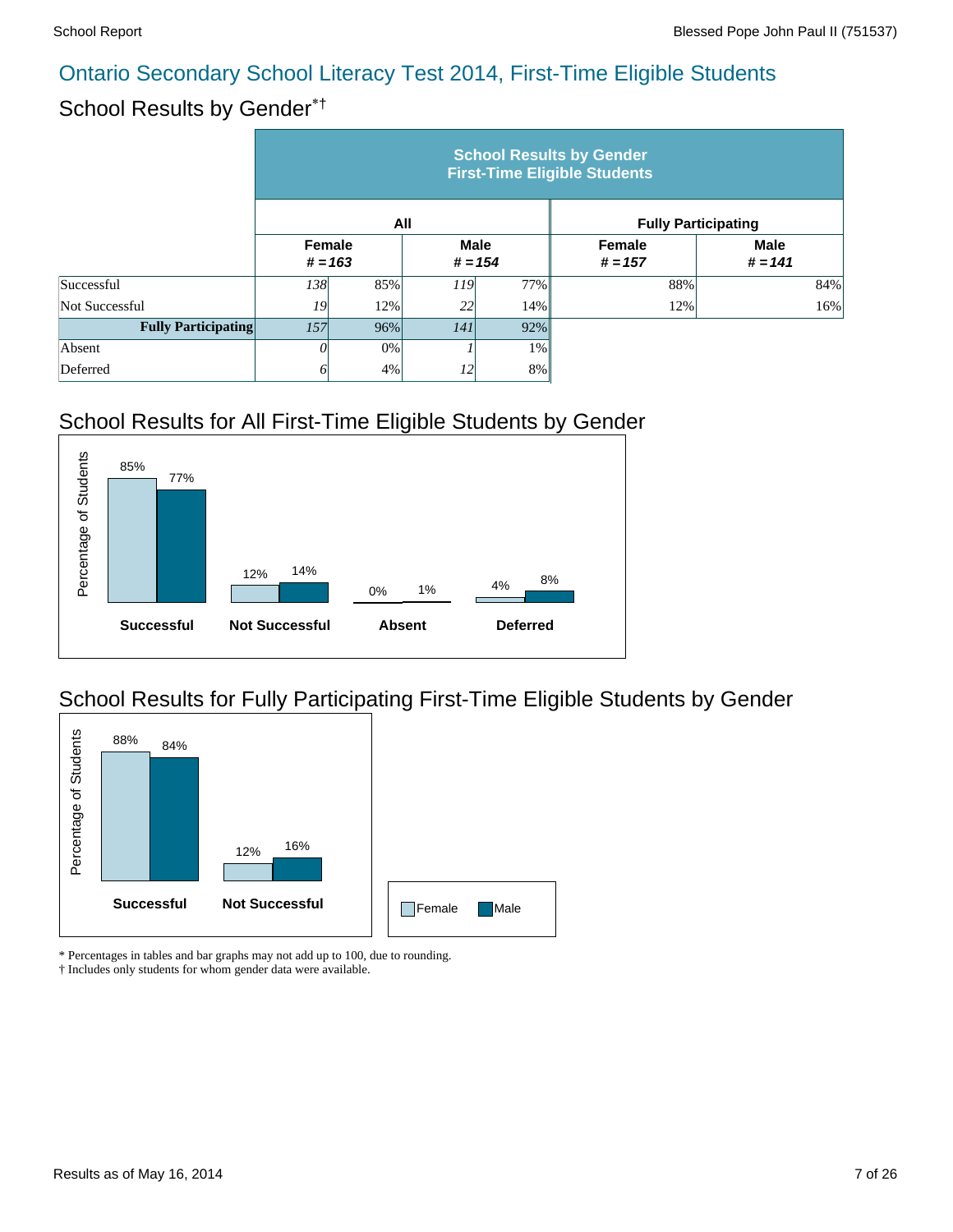## Ontario Secondary School Literacy Test 2014, First-Time Eligible Students

### School Results by Gender*†

| | School Results by Gender First-Time Eligible Students | | | | | |
|---|---|---|---|---|---|---|
| | All | | | | Fully Participating | |
| | Female # = 163 | | Male # = 154 | | Female # = 157 | Male # = 141 |
| Successful | 138 | 85% | 119 | 77% | 88% | 84% |
| Not Successful | 19 | 12% | 22 | 14% | 12% | 16% |
| **Fully Participating** | 157 | 96% | 141 | 92% | | |
| Absent | 0 | 0% | 1 | 1% | | |
| Deferred | 6 | 4% | 12 | 8% | | |

### School Results for All First-Time Eligible Students by Gender

Percentage of Students

| | Female | Male |
|---|---|---|
| **Successful** | 85% | 77% |
| **Not Successful** | 12% | 14% |
| **Absent** | 0% | 1% |
| **Deferred** | 4% | 8% |

### School Results for Fully Participating First-Time Eligible Students by Gender

Percentage of Students

| | Female | Male |
|---|---|---|
| **Successful** | 88% | 84% |
| **Not Successful** | 12% | 16% |

Female Male

\* Percentages in tables and bar graphs may not add up to 100, due to rounding.
† Includes only students for whom gender data were available.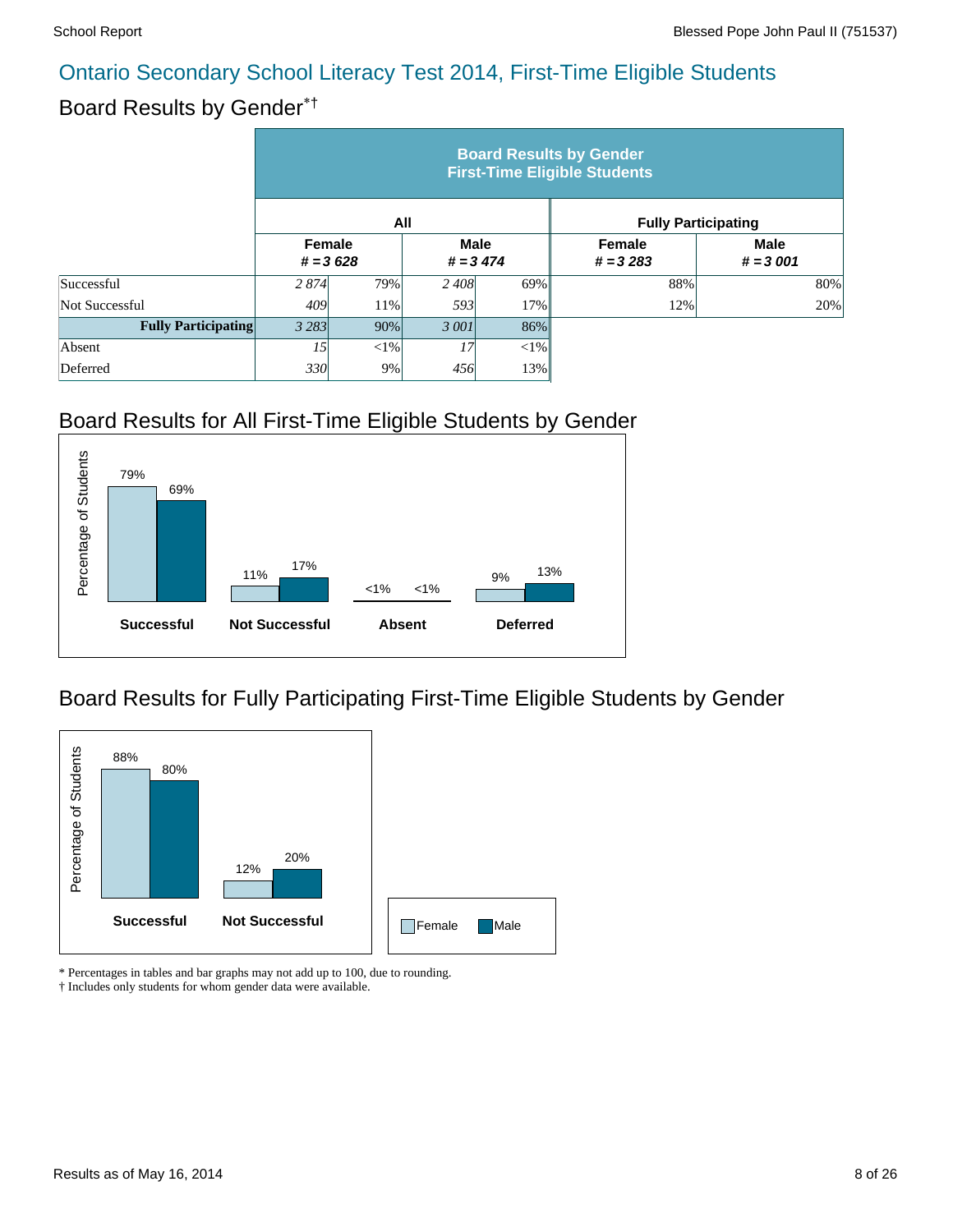# Ontario Secondary School Literacy Test 2014, First-Time Eligible Students

## Board Results by Gender*†

| | Board Results by Gender First-Time Eligible Students | | | | | |
|---|---|---|---|---|---|---|
| | All | | | | Fully Participating | |
| | Female # = 3 628 | | Male # = 3 474 | | Female # = 3 283 | Male # = 3 001 |
| Successful | *2 874* | 79% | *2 408* | 69% | 88% | 80% |
| Not Successful | *409* | 11% | *593* | 17% | 12% | 20% |
| **Fully Participating** | *3 283* | 90% | *3 001* | 86% | | |
| Absent | *15* | <1% | *17* | <1% | | |
| Deferred | *330* | 9% | *456* | 13% | | |

## Board Results for All First-Time Eligible Students by Gender

| Percentage of Students | Female | Male |
|---|---|---|
| Successful | 79% | 69% |
| Not Successful | 11% | 17% |
| Absent | <1% | <1% |
| Deferred | 9% | 13% |

## Board Results for Fully Participating First-Time Eligible Students by Gender

| Percentage of Students | Female | Male |
|---|---|---|
| Successful | 88% | 80% |
| Not Successful | 12% | 20% |

\* Percentages in tables and bar graphs may not add up to 100, due to rounding.
† Includes only students for whom gender data were available.

Results as of May 16, 2014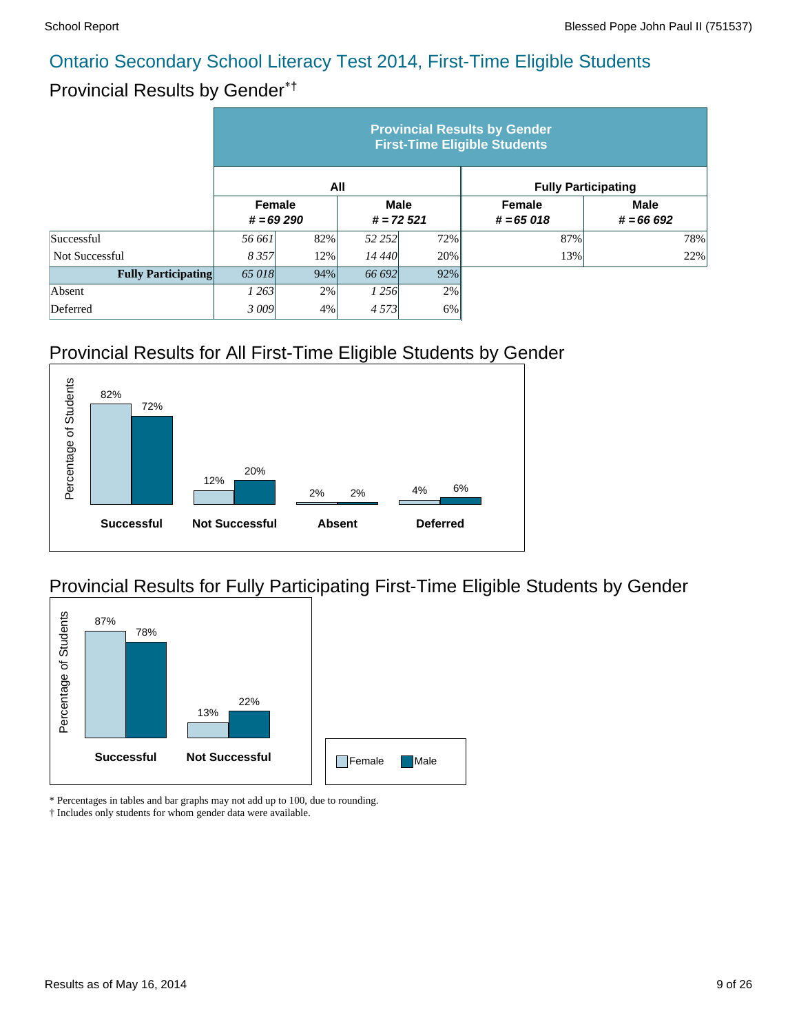## Ontario Secondary School Literacy Test 2014, First-Time Eligible Students

### Provincial Results by Gender*†

| | Provincial Results by Gender First-Time Eligible Students | | | | | |
|---|---|---|---|---|---|---|
| | All | | | | Fully Participating | |
| | Female # = 69 290 | | Male # = 72 521 | | Female # = 65 018 | Male # = 66 692 |
| Successful | 56 661 | 82% | 52 252 | 72% | 87% | 78% |
| Not Successful | 8 357 | 12% | 14 440 | 20% | 13% | 22% |
| **Fully Participating** | 65 018 | 94% | 66 692 | 92% | | |
| Absent | 1 263 | 2% | 1 256 | 2% | | |
| Deferred | 3 009 | 4% | 4 573 | 6% | | |

### Provincial Results for All First-Time Eligible Students by Gender

| | Female | Male |
|---|---|---|
| Successful | 82% | 72% |
| Not Successful | 12% | 20% |
| Absent | 2% | 2% |
| Deferred | 4% | 6% |

### Provincial Results for Fully Participating First-Time Eligible Students by Gender

| | Female | Male |
|---|---|---|
| Successful | 87% | 78% |
| Not Successful | 13% | 22% |

\* Percentages in tables and bar graphs may not add up to 100, due to rounding.

† Includes only students for whom gender data were available.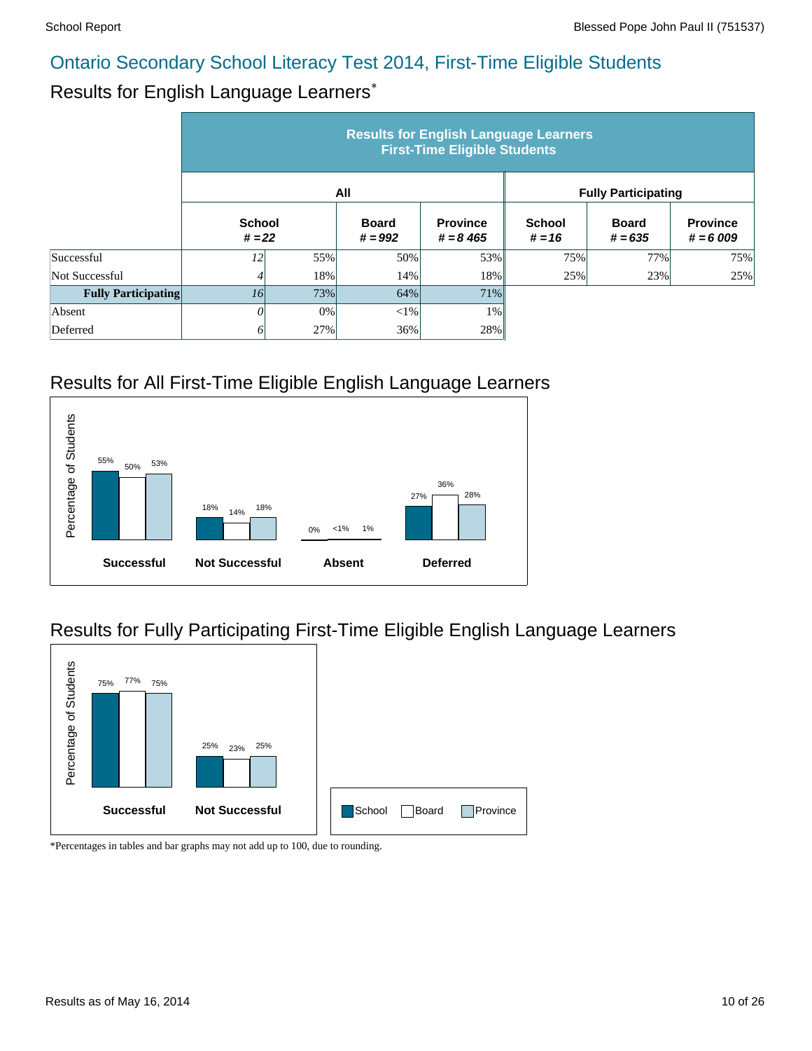# Ontario Secondary School Literacy Test 2014, First-Time Eligible Students

## Results for English Language Learners*

| | Results for English Language Learners First-Time Eligible Students | | | | | | |
|---|---|---|---|---|---|---|---|
| | All | | | | Fully Participating | | |
| | School # = 22 | | Board # = 992 | Province # = 8 465 | School # = 16 | Board # = 635 | Province # = 6 009 |
| Successful | 12 | 55% | 50% | 53% | 75% | 77% | 75% |
| Not Successful | 4 | 18% | 14% | 18% | 25% | 23% | 25% |
| **Fully Participating** | 16 | 73% | 64% | 71% | | | |
| Absent | 0 | 0% | <1% | 1% | | | |
| Deferred | 6 | 27% | 36% | 28% | | | |

## Results for All First-Time Eligible English Language Learners

Percentage of Students

| | School | Board | Province |
|---|---|---|---|
| **Successful** | 55% | 50% | 53% |
| **Not Successful** | 18% | 14% | 18% |
| **Absent** | 0% | <1% | 1% |
| **Deferred** | 27% | 36% | 28% |

## Results for Fully Participating First-Time Eligible English Language Learners

Percentage of Students

| | School | Board | Province |
|---|---|---|---|
| **Successful** | 75% | 77% | 75% |
| **Not Successful** | 25% | 23% | 25% |

School Board Province

*Percentages in tables and bar graphs may not add up to 100, due to rounding.

Results as of May 16, 2014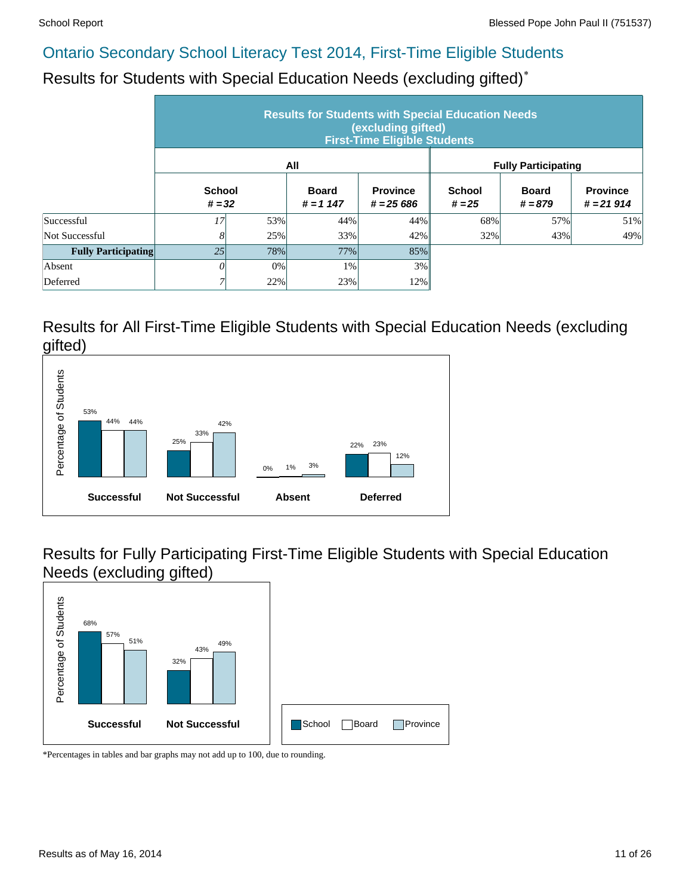# Ontario Secondary School Literacy Test 2014, First-Time Eligible Students

## Results for Students with Special Education Needs (excluding gifted)*

| | Results for Students with Special Education Needs (excluding gifted) First-Time Eligible Students | | | | | | |
|---|---|---|---|---|---|---|---|
| | All | | | | Fully Participating | | |
| | School # = 32 | | Board # = 1 147 | Province # = 25 686 | School # = 25 | Board # = 879 | Province # = 21 914 |
| Successful | 17 | 53% | 44% | 44% | 68% | 57% | 51% |
| Not Successful | 8 | 25% | 33% | 42% | 32% | 43% | 49% |
| **Fully Participating** | 25 | 78% | 77% | 85% | | | |
| Absent | 0 | 0% | 1% | 3% | | | |
| Deferred | 7 | 22% | 23% | 12% | | | |

## Results for All First-Time Eligible Students with Special Education Needs (excluding gifted)

| | School | Board | Province |
|---|---|---|---|
| Successful | 53% | 44% | 44% |
| Not Successful | 25% | 33% | 42% |
| Absent | 0% | 1% | 3% |
| Deferred | 22% | 23% | 12% |

## Results for Fully Participating First-Time Eligible Students with Special Education Needs (excluding gifted)

| | School | Board | Province |
|---|---|---|---|
| Successful | 68% | 57% | 51% |
| Not Successful | 32% | 43% | 49% |

*Percentages in tables and bar graphs may not add up to 100, due to rounding.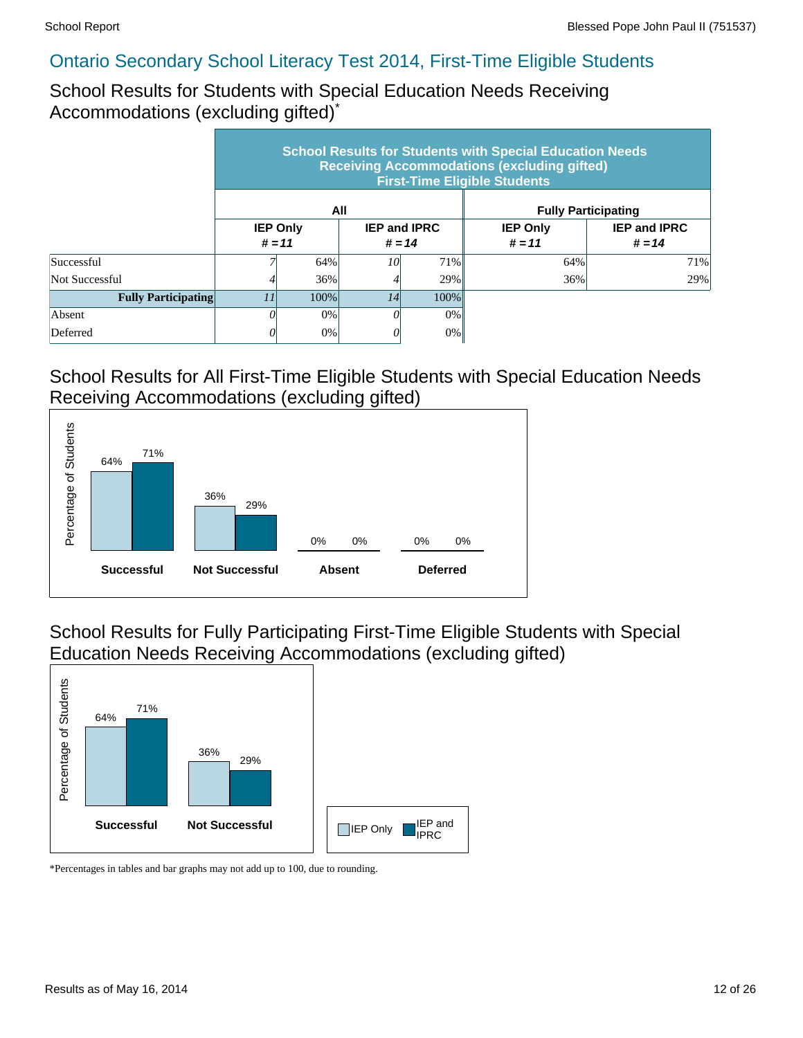# Ontario Secondary School Literacy Test 2014, First-Time Eligible Students

## School Results for Students with Special Education Needs Receiving Accommodations (excluding gifted)*

| | School Results for Students with Special Education Needs Receiving Accommodations (excluding gifted) First-Time Eligible Students | | | | | |
|---|---|---|---|---|---|---|
| | All | | | | Fully Participating | |
| | IEP Only # = 11 | | IEP and IPRC # = 14 | | IEP Only # = 11 | IEP and IPRC # = 14 |
| Successful | 7 | 64% | 10 | 71% | 64% | 71% |
| Not Successful | 4 | 36% | 4 | 29% | 36% | 29% |
| **Fully Participating** | 11 | 100% | 14 | 100% | | |
| Absent | 0 | 0% | 0 | 0% | | |
| Deferred | 0 | 0% | 0 | 0% | | |

## School Results for All First-Time Eligible Students with Special Education Needs Receiving Accommodations (excluding gifted)

| | IEP Only | IEP and IPRC |
|---|---|---|
| Successful | 64% | 71% |
| Not Successful | 36% | 29% |
| Absent | 0% | 0% |
| Deferred | 0% | 0% |

## School Results for Fully Participating First-Time Eligible Students with Special Education Needs Receiving Accommodations (excluding gifted)

| | IEP Only | IEP and IPRC |
|---|---|---|
| Successful | 64% | 71% |
| Not Successful | 36% | 29% |

*Percentages in tables and bar graphs may not add up to 100, due to rounding.

Results as of May 16, 2014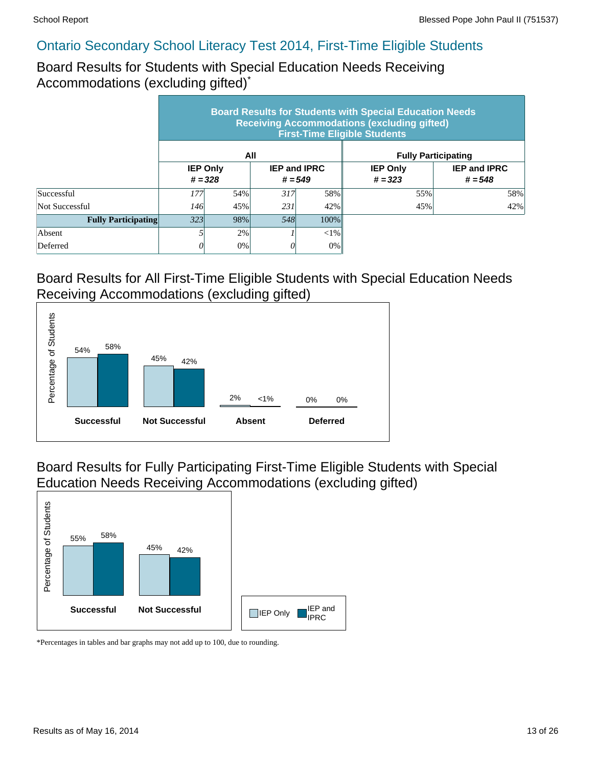## Ontario Secondary School Literacy Test 2014, First-Time Eligible Students

### Board Results for Students with Special Education Needs Receiving Accommodations (excluding gifted)*

| | Board Results for Students with Special Education Needs Receiving Accommodations (excluding gifted) First-Time Eligible Students | | | | | |
|---|---|---|---|---|---|---|
| | All | | | | Fully Participating | |
| | IEP Only # = 328 | | IEP and IPRC # = 549 | | IEP Only # = 323 | IEP and IPRC # = 548 |
| Successful | 177 | 54% | 317 | 58% | 55% | 58% |
| Not Successful | 146 | 45% | 231 | 42% | 45% | 42% |
| **Fully Participating** | 323 | 98% | 548 | 100% | | |
| Absent | 5 | 2% | 1 | <1% | | |
| Deferred | 0 | 0% | 0 | 0% | | |

### Board Results for All First-Time Eligible Students with Special Education Needs Receiving Accommodations (excluding gifted)

| Percentage of Students | IEP Only | IEP and IPRC |
|---|---|---|
| Successful | 54% | 58% |
| Not Successful | 45% | 42% |
| Absent | 2% | <1% |
| Deferred | 0% | 0% |

### Board Results for Fully Participating First-Time Eligible Students with Special Education Needs Receiving Accommodations (excluding gifted)

| Percentage of Students | IEP Only | IEP and IPRC |
|---|---|---|
| Successful | 55% | 58% |
| Not Successful | 45% | 42% |

*Percentages in tables and bar graphs may not add up to 100, due to rounding.

Results as of May 16, 2014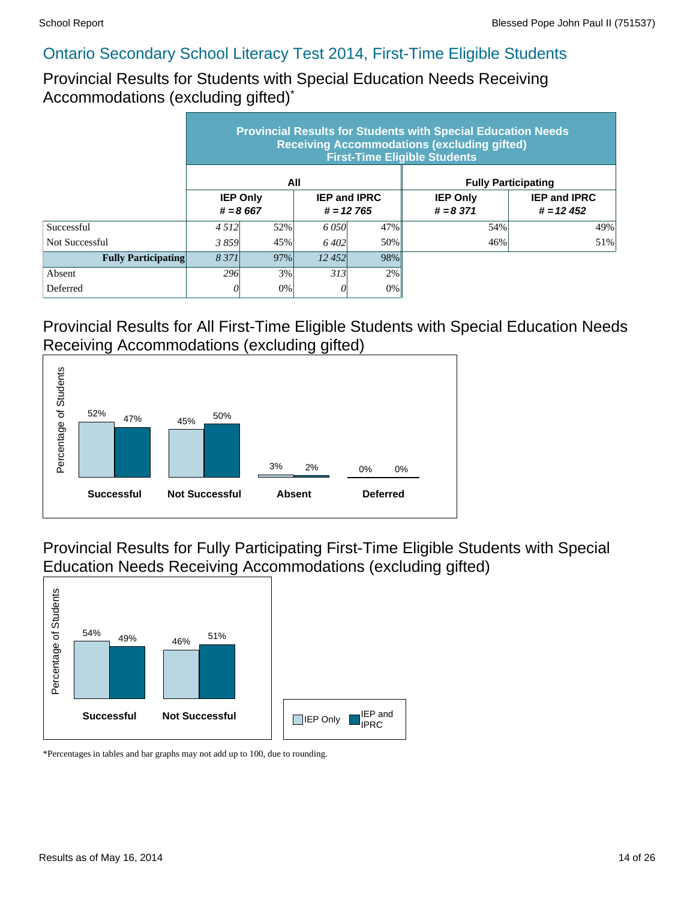## Ontario Secondary School Literacy Test 2014, First-Time Eligible Students

### Provincial Results for Students with Special Education Needs Receiving Accommodations (excluding gifted)*

| | Provincial Results for Students with Special Education Needs Receiving Accommodations (excluding gifted) First-Time Eligible Students | | | | | |
|---|---|---|---|---|---|---|
| | All | | | | Fully Participating | |
| | IEP Only # = 8 667 | | IEP and IPRC # = 12 765 | | IEP Only # = 8 371 | IEP and IPRC # = 12 452 |
| Successful | *4 512* | 52% | *6 050* | 47% | 54% | 49% |
| Not Successful | *3 859* | 45% | *6 402* | 50% | 46% | 51% |
| **Fully Participating** | *8 371* | 97% | *12 452* | 98% | | |
| Absent | *296* | 3% | *313* | 2% | | |
| Deferred | *0* | 0% | *0* | 0% | | |

### Provincial Results for All First-Time Eligible Students with Special Education Needs Receiving Accommodations (excluding gifted)

| | IEP Only | IEP and IPRC |
|---|---|---|
| Successful | 52% | 47% |
| Not Successful | 45% | 50% |
| Absent | 3% | 2% |
| Deferred | 0% | 0% |

### Provincial Results for Fully Participating First-Time Eligible Students with Special Education Needs Receiving Accommodations (excluding gifted)

| | IEP Only | IEP and IPRC |
|---|---|---|
| Successful | 54% | 49% |
| Not Successful | 46% | 51% |

*Percentages in tables and bar graphs may not add up to 100, due to rounding.

Results as of May 16, 2014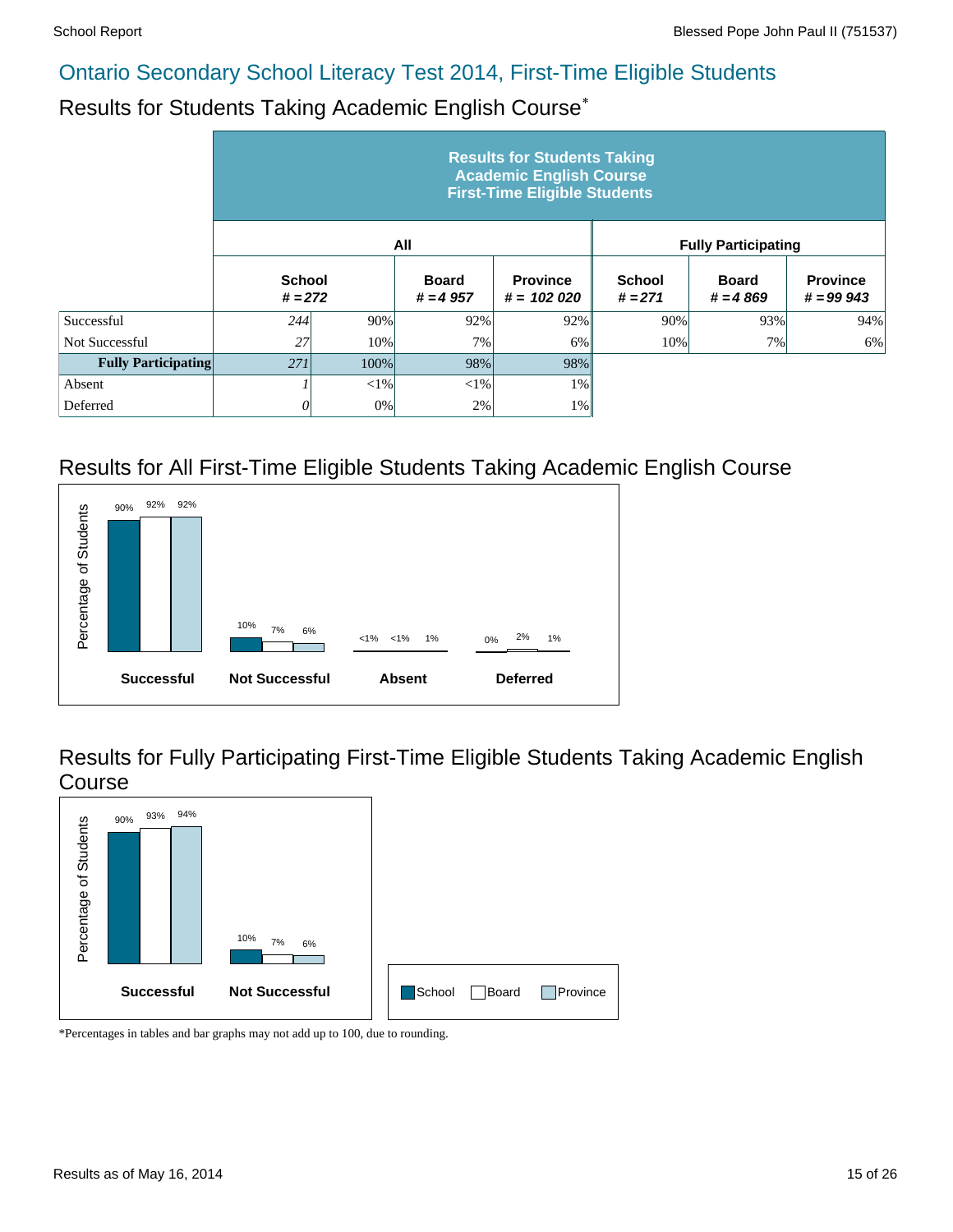# Ontario Secondary School Literacy Test 2014, First-Time Eligible Students

## Results for Students Taking Academic English Course*

| | Results for Students Taking Academic English Course First-Time Eligible Students | | | | | | |
|---|---|---|---|---|---|---|---|
| | All | | | | Fully Participating | | |
| | School # = 272 | | Board # = 4 957 | Province # = 102 020 | School # = 271 | Board # = 4 869 | Province # = 99 943 |
| Successful | 244 | 90% | 92% | 92% | 90% | 93% | 94% |
| Not Successful | 27 | 10% | 7% | 6% | 10% | 7% | 6% |
| **Fully Participating** | 271 | 100% | 98% | 98% | | | |
| Absent | 1 | <1% | <1% | 1% | | | |
| Deferred | 0 | 0% | 2% | 1% | | | |

## Results for All First-Time Eligible Students Taking Academic English Course

| | School | Board | Province |
|---|---|---|---|
| Successful | 90% | 92% | 92% |
| Not Successful | 10% | 7% | 6% |
| Absent | <1% | <1% | 1% |
| Deferred | 0% | 2% | 1% |

## Results for Fully Participating First-Time Eligible Students Taking Academic English Course

| | School | Board | Province |
|---|---|---|---|
| Successful | 90% | 93% | 94% |
| Not Successful | 10% | 7% | 6% |

*Percentages in tables and bar graphs may not add up to 100, due to rounding.

Results as of May 16, 2014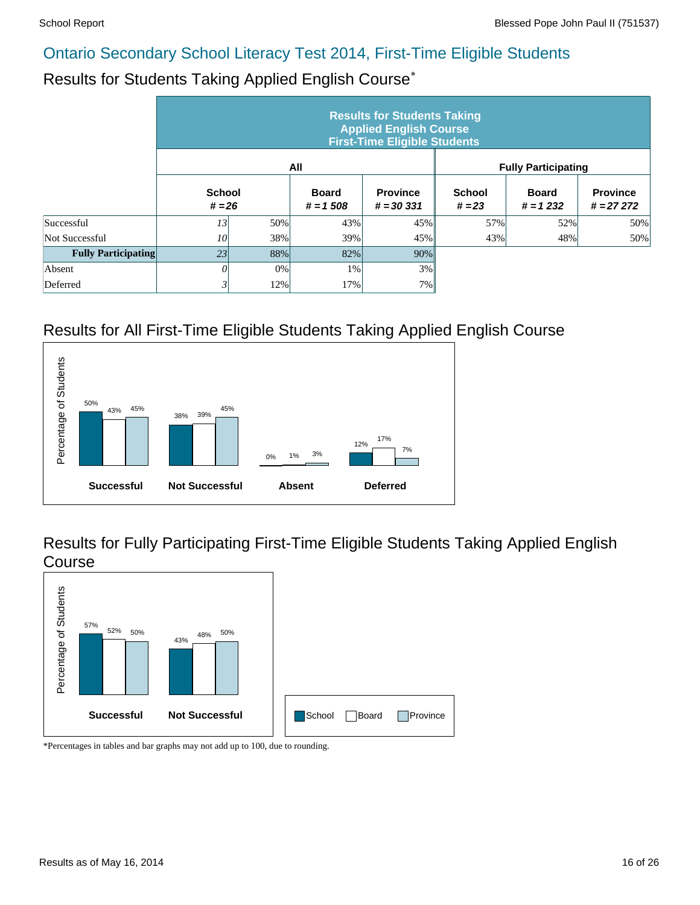## Ontario Secondary School Literacy Test 2014, First-Time Eligible Students

### Results for Students Taking Applied English Course*

| | Results for Students Taking Applied English Course First-Time Eligible Students | | | | | | |
|---|---|---|---|---|---|---|---|
| | All | | | | Fully Participating | | |
| | School # = 26 | | Board # = 1 508 | Province # = 30 331 | School # = 23 | Board # = 1 232 | Province # = 27 272 |
| Successful | 13 | 50% | 43% | 45% | 57% | 52% | 50% |
| Not Successful | 10 | 38% | 39% | 45% | 43% | 48% | 50% |
| **Fully Participating** | 23 | 88% | 82% | 90% | | | |
| Absent | 0 | 0% | 1% | 3% | | | |
| Deferred | 3 | 12% | 17% | 7% | | | |

### Results for All First-Time Eligible Students Taking Applied English Course

| | School | Board | Province |
|---|---|---|---|
| Successful | 50% | 43% | 45% |
| Not Successful | 38% | 39% | 45% |
| Absent | 0% | 1% | 3% |
| Deferred | 12% | 17% | 7% |

### Results for Fully Participating First-Time Eligible Students Taking Applied English Course

| | School | Board | Province |
|---|---|---|---|
| Successful | 57% | 52% | 50% |
| Not Successful | 43% | 48% | 50% |

*Percentages in tables and bar graphs may not add up to 100, due to rounding.

Results as of May 16, 2014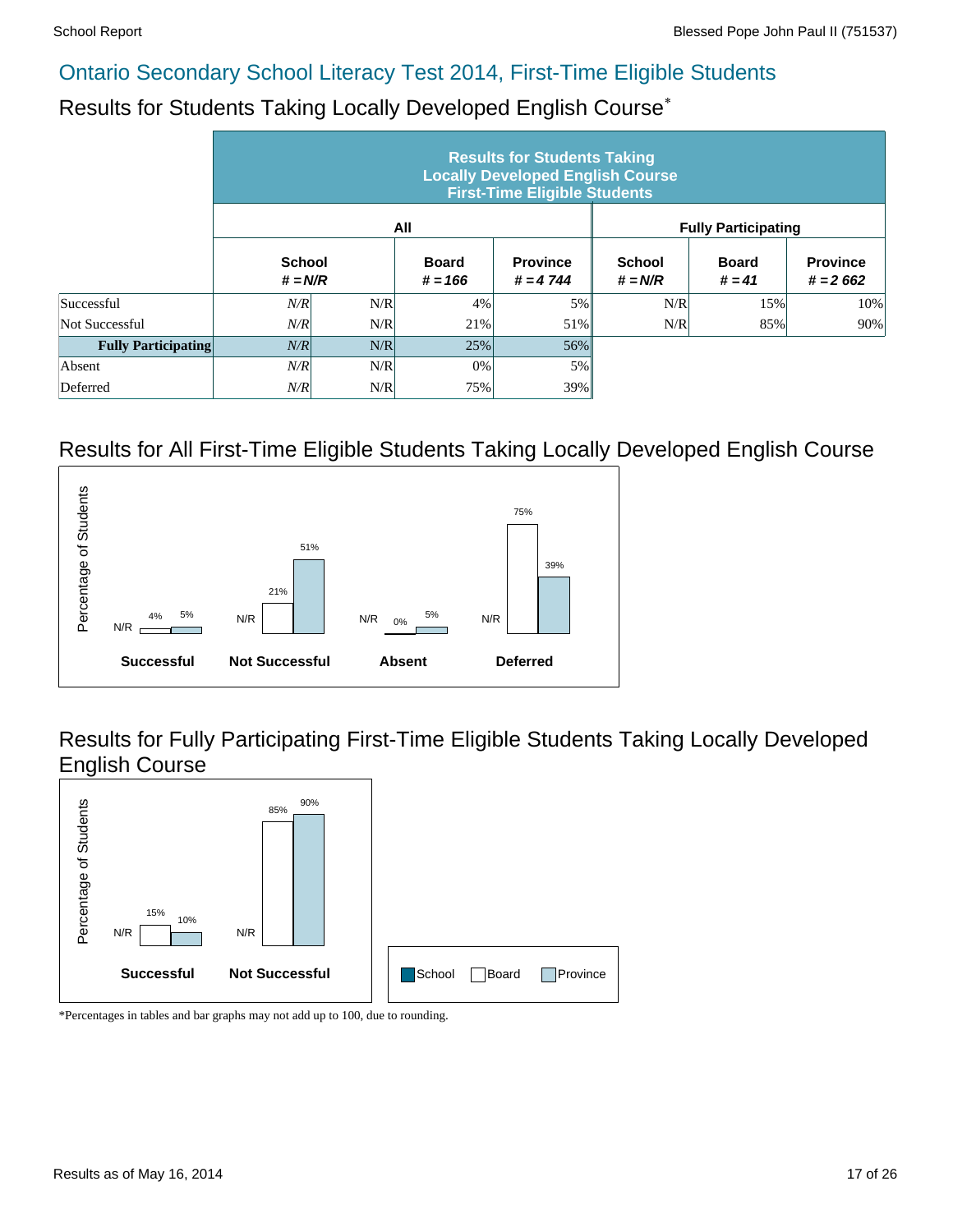## Ontario Secondary School Literacy Test 2014, First-Time Eligible Students

### Results for Students Taking Locally Developed English Course*

| | Results for Students Taking Locally Developed English Course First-Time Eligible Students | | | | | | |
|---|---|---|---|---|---|---|---|
| | All | | | | Fully Participating | | |
| | School # = N/R | | Board # = 166 | Province # = 4 744 | School # = N/R | Board # = 41 | Province # = 2 662 |
| Successful | N/R | N/R | 4% | 5% | N/R | 15% | 10% |
| Not Successful | N/R | N/R | 21% | 51% | N/R | 85% | 90% |
| **Fully Participating** | N/R | N/R | 25% | 56% | | | |
| Absent | N/R | N/R | 0% | 5% | | | |
| Deferred | N/R | N/R | 75% | 39% | | | |

### Results for All First-Time Eligible Students Taking Locally Developed English Course

| | School | Board | Province |
|---|---|---|---|
| Successful | N/R | 4% | 5% |
| Not Successful | N/R | 21% | 51% |
| Absent | N/R | 0% | 5% |
| Deferred | N/R | 75% | 39% |

### Results for Fully Participating First-Time Eligible Students Taking Locally Developed English Course

| | School | Board | Province |
|---|---|---|---|
| Successful | N/R | 15% | 10% |
| Not Successful | N/R | 85% | 90% |

*Percentages in tables and bar graphs may not add up to 100, due to rounding.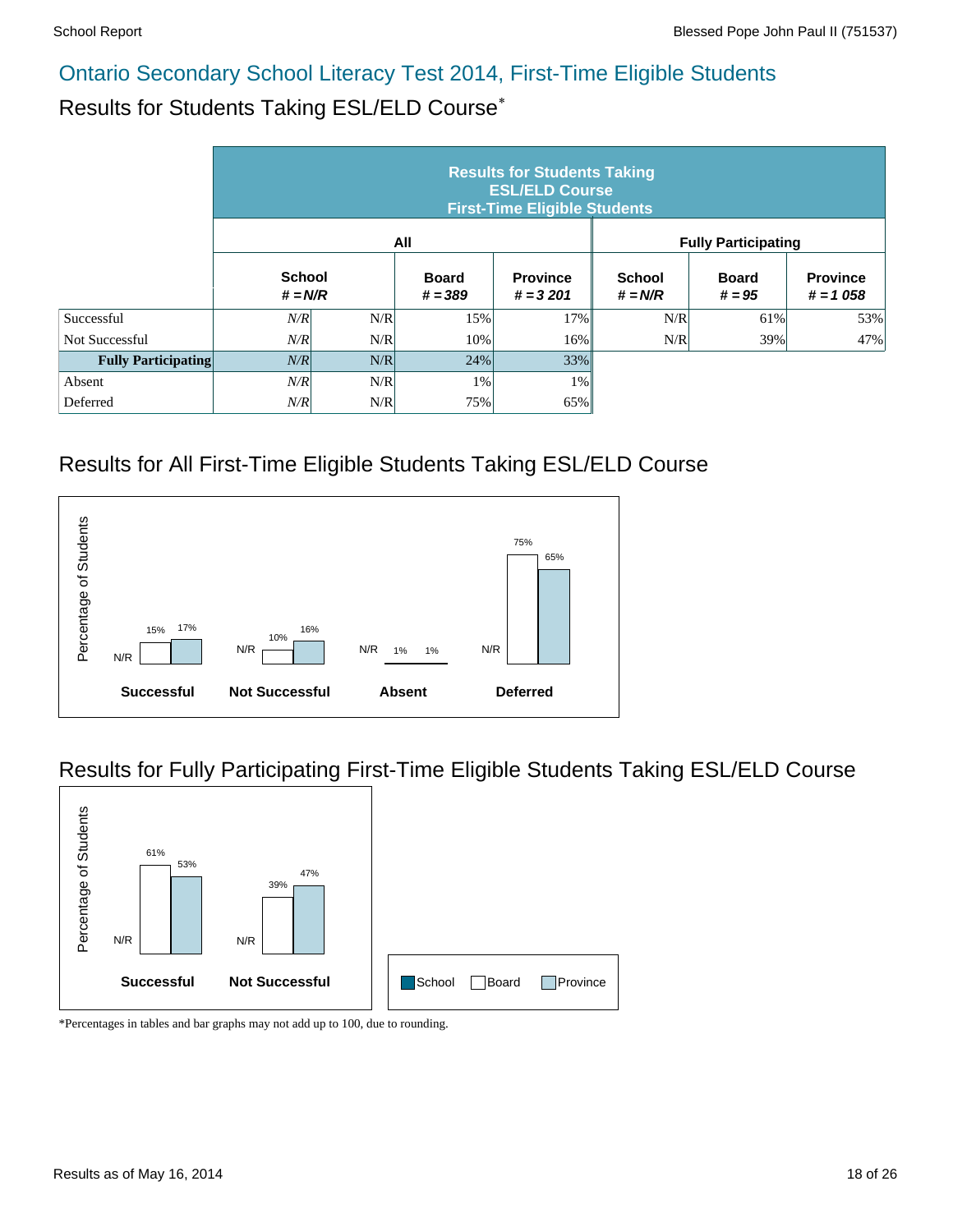## Ontario Secondary School Literacy Test 2014, First-Time Eligible Students

### Results for Students Taking ESL/ELD Course*

| | Results for Students Taking ESL/ELD Course First-Time Eligible Students | | | | | | | |
|---|---|---|---|---|---|---|---|---|
| | All | | | | Fully Participating | | | |
| | School # = N/R | | Board # = 389 | Province # = 3 201 | School # = N/R | Board # = 95 | Province # = 1 058 | |
| Successful | N/R | N/R | 15% | 17% | N/R | 61% | 53% | |
| Not Successful | N/R | N/R | 10% | 16% | N/R | 39% | 47% | |
| **Fully Participating** | N/R | N/R | 24% | 33% | | | | |
| Absent | N/R | N/R | 1% | 1% | | | | |
| Deferred | N/R | N/R | 75% | 65% | | | | |

### Results for All First-Time Eligible Students Taking ESL/ELD Course

| | School | Board | Province |
|---|---|---|---|
| Successful | N/R | 15% | 17% |
| Not Successful | N/R | 10% | 16% |
| Absent | N/R | 1% | 1% |
| Deferred | N/R | 75% | 65% |

### Results for Fully Participating First-Time Eligible Students Taking ESL/ELD Course

| | School | Board | Province |
|---|---|---|---|
| Successful | N/R | 61% | 53% |
| Not Successful | N/R | 39% | 47% |

*Percentages in tables and bar graphs may not add up to 100, due to rounding.

Results as of May 16, 2014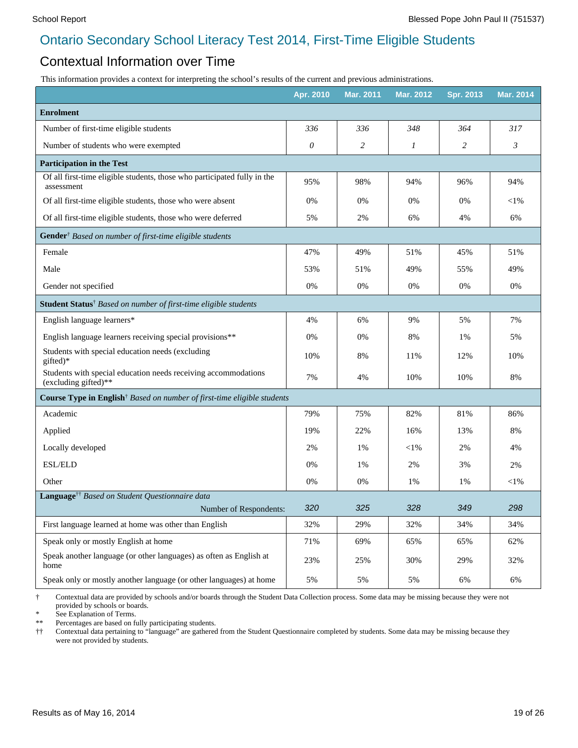## Ontario Secondary School Literacy Test 2014, First-Time Eligible Students

### Contextual Information over Time

This information provides a context for interpreting the school's results of the current and previous administrations.

| | Apr. 2010 | Mar. 2011 | Mar. 2012 | Spr. 2013 | Mar. 2014 |
|---|---|---|---|---|---|
| **Enrolment** | | | | | |
| Number of first-time eligible students | *336* | *336* | *348* | *364* | *317* |
| Number of students who were exempted | *0* | *2* | *1* | *2* | *3* |
| **Participation in the Test** | | | | | |
| Of all first-time eligible students, those who participated fully in the assessment | 95% | 98% | 94% | 96% | 94% |
| Of all first-time eligible students, those who were absent | 0% | 0% | 0% | 0% | <1% |
| Of all first-time eligible students, those who were deferred | 5% | 2% | 6% | 4% | 6% |
| **Gender**† *Based on number of first-time eligible students* | | | | | |
| Female | 47% | 49% | 51% | 45% | 51% |
| Male | 53% | 51% | 49% | 55% | 49% |
| Gender not specified | 0% | 0% | 0% | 0% | 0% |
| **Student Status**† *Based on number of first-time eligible students* | | | | | |
| English language learners* | 4% | 6% | 9% | 5% | 7% |
| English language learners receiving special provisions** | 0% | 0% | 8% | 1% | 5% |
| Students with special education needs (excluding gifted)* | 10% | 8% | 11% | 12% | 10% |
| Students with special education needs receiving accommodations (excluding gifted)** | 7% | 4% | 10% | 10% | 8% |
| **Course Type in English**† *Based on number of first-time eligible students* | | | | | |
| Academic | 79% | 75% | 82% | 81% | 86% |
| Applied | 19% | 22% | 16% | 13% | 8% |
| Locally developed | 2% | 1% | <1% | 2% | 4% |
| ESL/ELD | 0% | 1% | 2% | 3% | 2% |
| Other | 0% | 0% | 1% | 1% | <1% |
| **Language**†† *Based on Student Questionnaire data* | | | | | |
| Number of Respondents: | *320* | *325* | *328* | *349* | *298* |
| First language learned at home was other than English | 32% | 29% | 32% | 34% | 34% |
| Speak only or mostly English at home | 71% | 69% | 65% | 65% | 62% |
| Speak another language (or other languages) as often as English at home | 23% | 25% | 30% | 29% | 32% |
| Speak only or mostly another language (or other languages) at home | 5% | 5% | 5% | 6% | 6% |

† Contextual data are provided by schools and/or boards through the Student Data Collection process. Some data may be missing because they were not provided by schools or boards.
\* See Explanation of Terms.
\*\* Percentages are based on fully participating students.
†† Contextual data pertaining to "language" are gathered from the Student Questionnaire completed by students. Some data may be missing because they were not provided by students.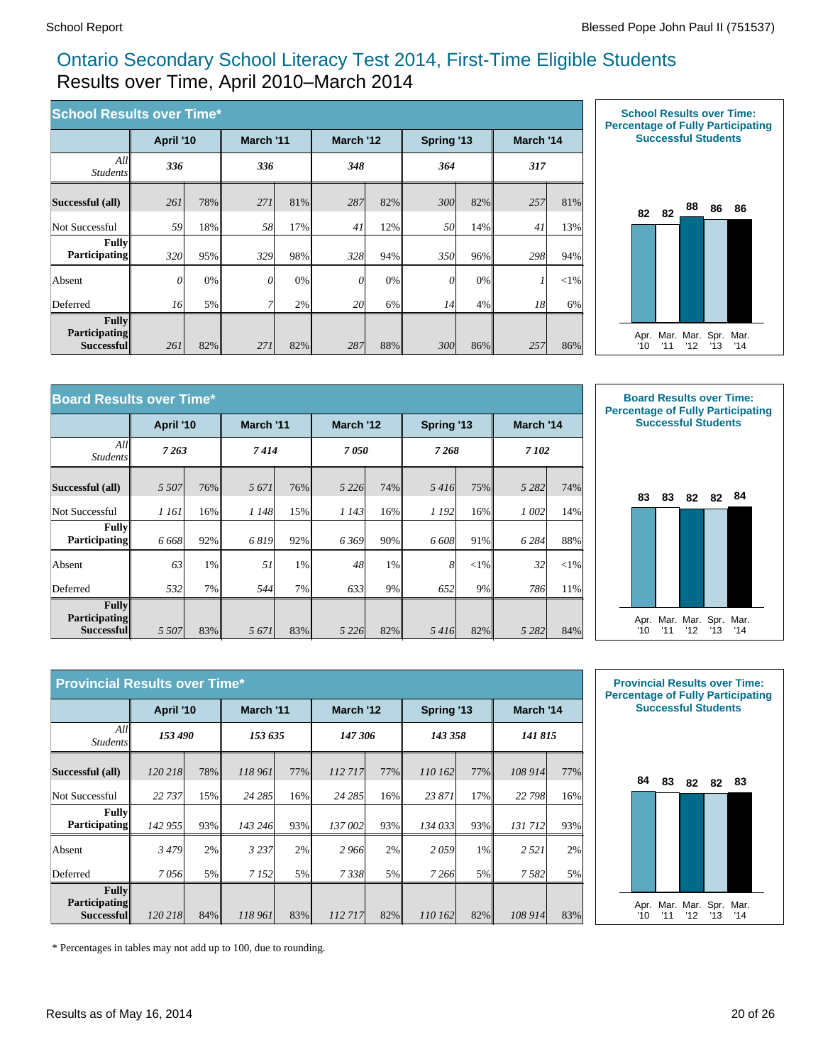# Ontario Secondary School Literacy Test 2014, First-Time Eligible Students

## Results over Time, April 2010–March 2014

### School Results over Time*

| | April '10 | | March '11 | | March '12 | | Spring '13 | | March '14 | |
|---|---|---|---|---|---|---|---|---|---|---|
| *All Students* | ***336*** | | ***336*** | | ***348*** | | ***364*** | | ***317*** | |
| **Successful (all)** | *261* | 78% | *271* | 81% | *287* | 82% | *300* | 82% | *257* | 81% |
| Not Successful | *59* | 18% | *58* | 17% | *41* | 12% | *50* | 14% | *41* | 13% |
| **Fully Participating** | *320* | 95% | *329* | 98% | *328* | 94% | *350* | 96% | *298* | 94% |
| Absent | *0* | 0% | *0* | 0% | *0* | 0% | *0* | 0% | *1* | <1% |
| Deferred | *16* | 5% | *7* | 2% | *20* | 6% | *14* | 4% | *18* | 6% |
| **Fully Participating Successful** | *261* | 82% | *271* | 82% | *287* | 88% | *300* | 86% | *257* | 86% |

**School Results over Time: Percentage of Fully Participating Successful Students**

| Apr. '10 | Mar. '11 | Mar. '12 | Spr. '13 | Mar. '14 |
|---|---|---|---|---|
| 82 | 82 | 88 | 86 | 86 |

### Board Results over Time*

| | April '10 | | March '11 | | March '12 | | Spring '13 | | March '14 | |
|---|---|---|---|---|---|---|---|---|---|---|
| *All Students* | ***7 263*** | | ***7 414*** | | ***7 050*** | | ***7 268*** | | ***7 102*** | |
| **Successful (all)** | *5 507* | 76% | *5 671* | 76% | *5 226* | 74% | *5 416* | 75% | *5 282* | 74% |
| Not Successful | *1 161* | 16% | *1 148* | 15% | *1 143* | 16% | *1 192* | 16% | *1 002* | 14% |
| **Fully Participating** | *6 668* | 92% | *6 819* | 92% | *6 369* | 90% | *6 608* | 91% | *6 284* | 88% |
| Absent | *63* | 1% | *51* | 1% | *48* | 1% | *8* | <1% | *32* | <1% |
| Deferred | *532* | 7% | *544* | 7% | *633* | 9% | *652* | 9% | *786* | 11% |
| **Fully Participating Successful** | *5 507* | 83% | *5 671* | 83% | *5 226* | 82% | *5 416* | 82% | *5 282* | 84% |

**Board Results over Time: Percentage of Fully Participating Successful Students**

| Apr. '10 | Mar. '11 | Mar. '12 | Spr. '13 | Mar. '14 |
|---|---|---|---|---|
| 83 | 83 | 82 | 82 | 84 |

### Provincial Results over Time*

| | April '10 | | March '11 | | March '12 | | Spring '13 | | March '14 | |
|---|---|---|---|---|---|---|---|---|---|---|
| *All Students* | ***153 490*** | | ***153 635*** | | ***147 306*** | | ***143 358*** | | ***141 815*** | |
| **Successful (all)** | *120 218* | 78% | *118 961* | 77% | *112 717* | 77% | *110 162* | 77% | *108 914* | 77% |
| Not Successful | *22 737* | 15% | *24 285* | 16% | *24 285* | 16% | *23 871* | 17% | *22 798* | 16% |
| **Fully Participating** | *142 955* | 93% | *143 246* | 93% | *137 002* | 93% | *134 033* | 93% | *131 712* | 93% |
| Absent | *3 479* | 2% | *3 237* | 2% | *2 966* | 2% | *2 059* | 1% | *2 521* | 2% |
| Deferred | *7 056* | 5% | *7 152* | 5% | *7 338* | 5% | *7 266* | 5% | *7 582* | 5% |
| **Fully Participating Successful** | *120 218* | 84% | *118 961* | 83% | *112 717* | 82% | *110 162* | 82% | *108 914* | 83% |

**Provincial Results over Time: Percentage of Fully Participating Successful Students**

| Apr. '10 | Mar. '11 | Mar. '12 | Spr. '13 | Mar. '14 |
|---|---|---|---|---|
| 84 | 83 | 82 | 82 | 83 |

\* Percentages in tables may not add up to 100, due to rounding.

Results as of May 16, 2014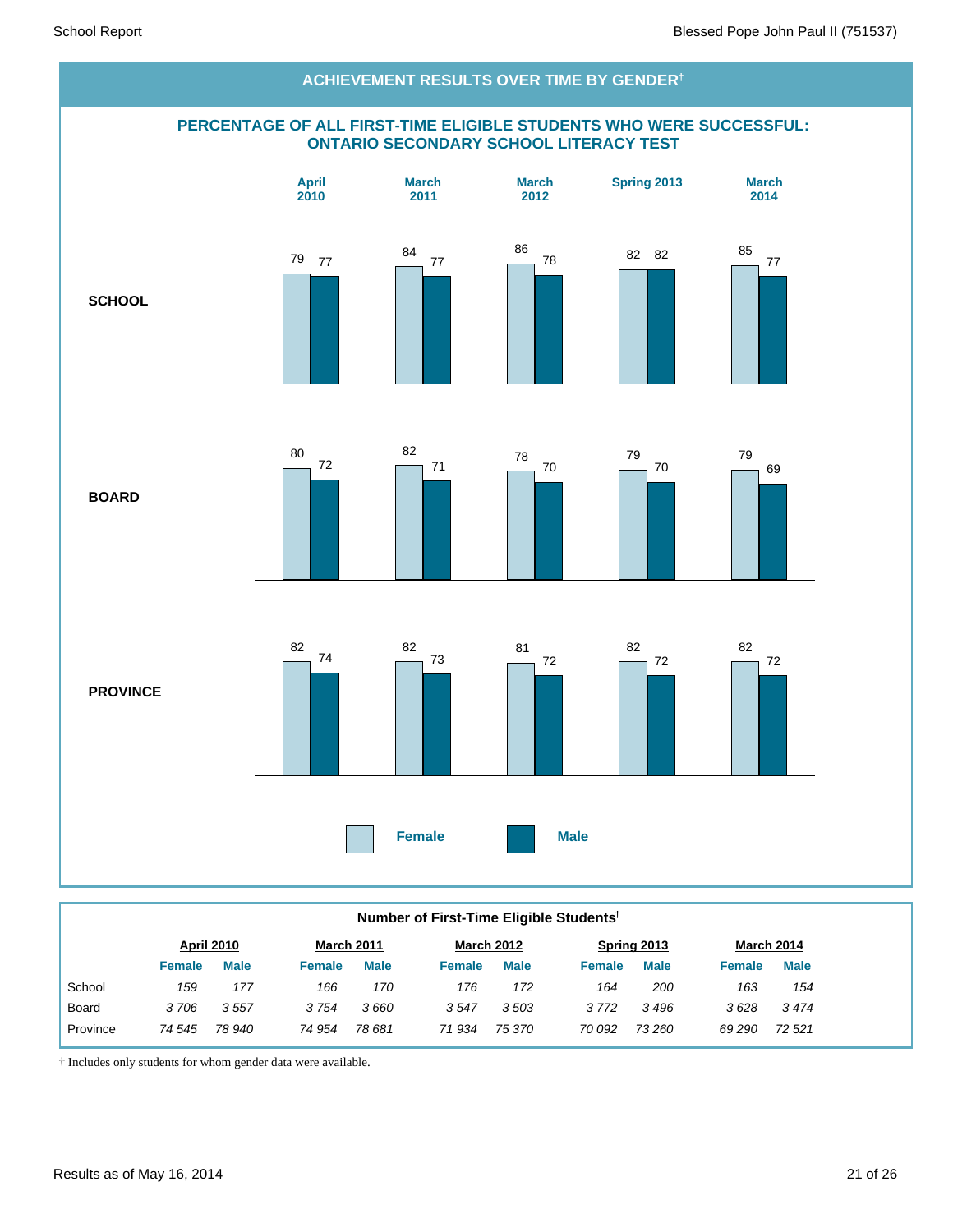## ACHIEVEMENT RESULTS OVER TIME BY GENDER†

### PERCENTAGE OF ALL FIRST-TIME ELIGIBLE STUDENTS WHO WERE SUCCESSFUL: ONTARIO SECONDARY SCHOOL LITERACY TEST

| | April 2010 | | March 2011 | | March 2012 | | Spring 2013 | | March 2014 | |
|---|---|---|---|---|---|---|---|---|---|---|
| | Female | Male | Female | Male | Female | Male | Female | Male | Female | Male |
| **SCHOOL** | 79 | 77 | 84 | 77 | 86 | 78 | 82 | 82 | 85 | 77 |
| **BOARD** | 80 | 72 | 82 | 71 | 78 | 70 | 79 | 70 | 79 | 69 |
| **PROVINCE** | 82 | 74 | 82 | 73 | 81 | 72 | 82 | 72 | 82 | 72 |

### Number of First-Time Eligible Students†

| | April 2010 | | March 2011 | | March 2012 | | Spring 2013 | | March 2014 | |
|---|---|---|---|---|---|---|---|---|---|---|
| | Female | Male | Female | Male | Female | Male | Female | Male | Female | Male |
| School | *159* | *177* | *166* | *170* | *176* | *172* | *164* | *200* | *163* | *154* |
| Board | *3 706* | *3 557* | *3 754* | *3 660* | *3 547* | *3 503* | *3 772* | *3 496* | *3 628* | *3 474* |
| Province | *74 545* | *78 940* | *74 954* | *78 681* | *71 934* | *75 370* | *70 092* | *73 260* | *69 290* | *72 521* |

† Includes only students for whom gender data were available.

Results as of May 16, 2014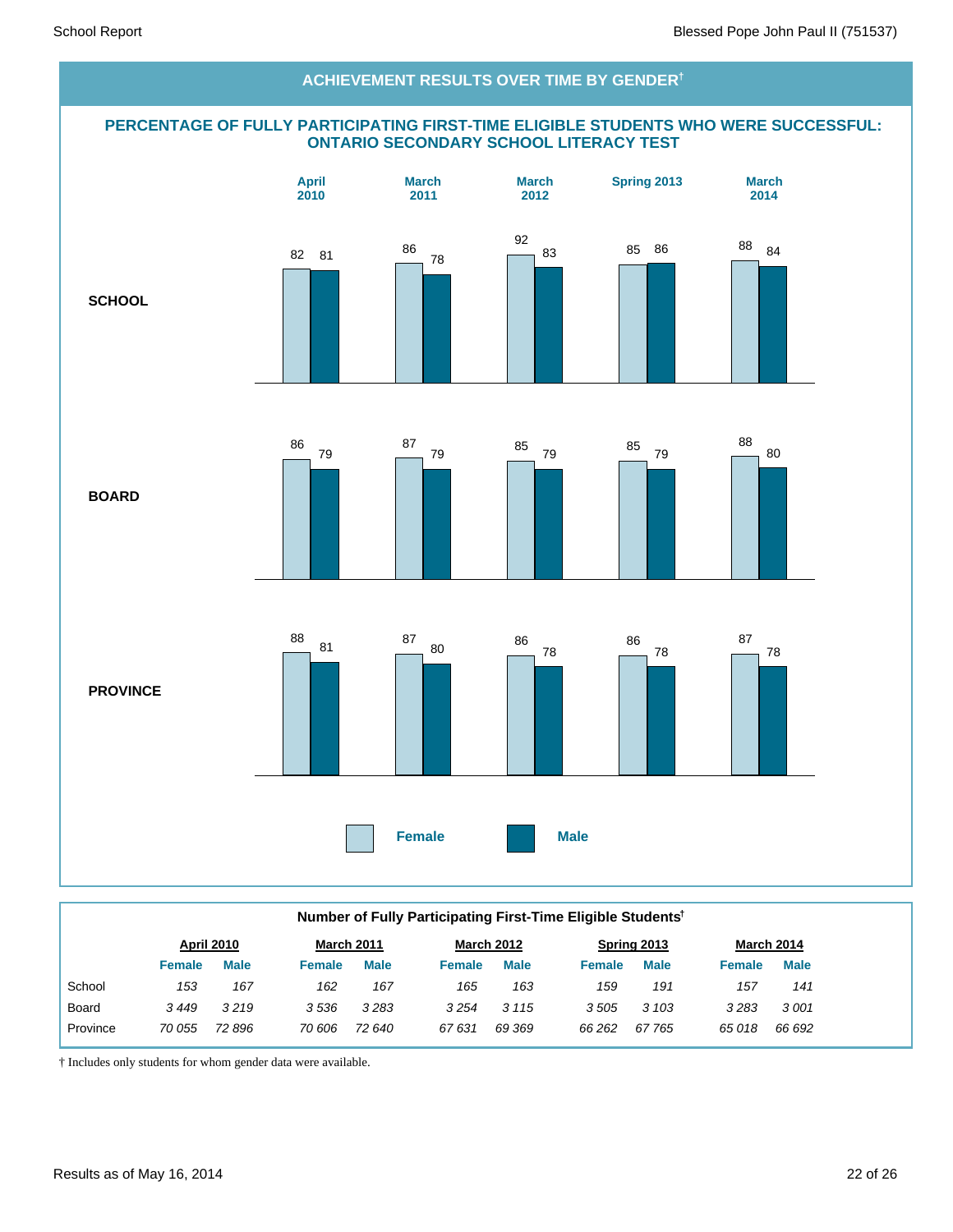## ACHIEVEMENT RESULTS OVER TIME BY GENDER†

### PERCENTAGE OF FULLY PARTICIPATING FIRST-TIME ELIGIBLE STUDENTS WHO WERE SUCCESSFUL: ONTARIO SECONDARY SCHOOL LITERACY TEST

| | April 2010 | | March 2011 | | March 2012 | | Spring 2013 | | March 2014 | |
|---|---|---|---|---|---|---|---|---|---|---|
| | Female | Male | Female | Male | Female | Male | Female | Male | Female | Male |
| **SCHOOL** | 82 | 81 | 86 | 78 | 92 | 83 | 85 | 86 | 88 | 84 |
| **BOARD** | 86 | 79 | 87 | 79 | 85 | 79 | 85 | 79 | 88 | 80 |
| **PROVINCE** | 88 | 81 | 87 | 80 | 86 | 78 | 86 | 78 | 87 | 78 |

**Number of Fully Participating First-Time Eligible Students†**

| | April 2010 | | March 2011 | | March 2012 | | Spring 2013 | | March 2014 | |
|---|---|---|---|---|---|---|---|---|---|---|
| | Female | Male | Female | Male | Female | Male | Female | Male | Female | Male |
| School | *153* | *167* | *162* | *167* | *165* | *163* | *159* | *191* | *157* | *141* |
| Board | *3 449* | *3 219* | *3 536* | *3 283* | *3 254* | *3 115* | *3 505* | *3 103* | *3 283* | *3 001* |
| Province | *70 055* | *72 896* | *70 606* | *72 640* | *67 631* | *69 369* | *66 262* | *67 765* | *65 018* | *66 692* |

† Includes only students for whom gender data were available.

Results as of May 16, 2014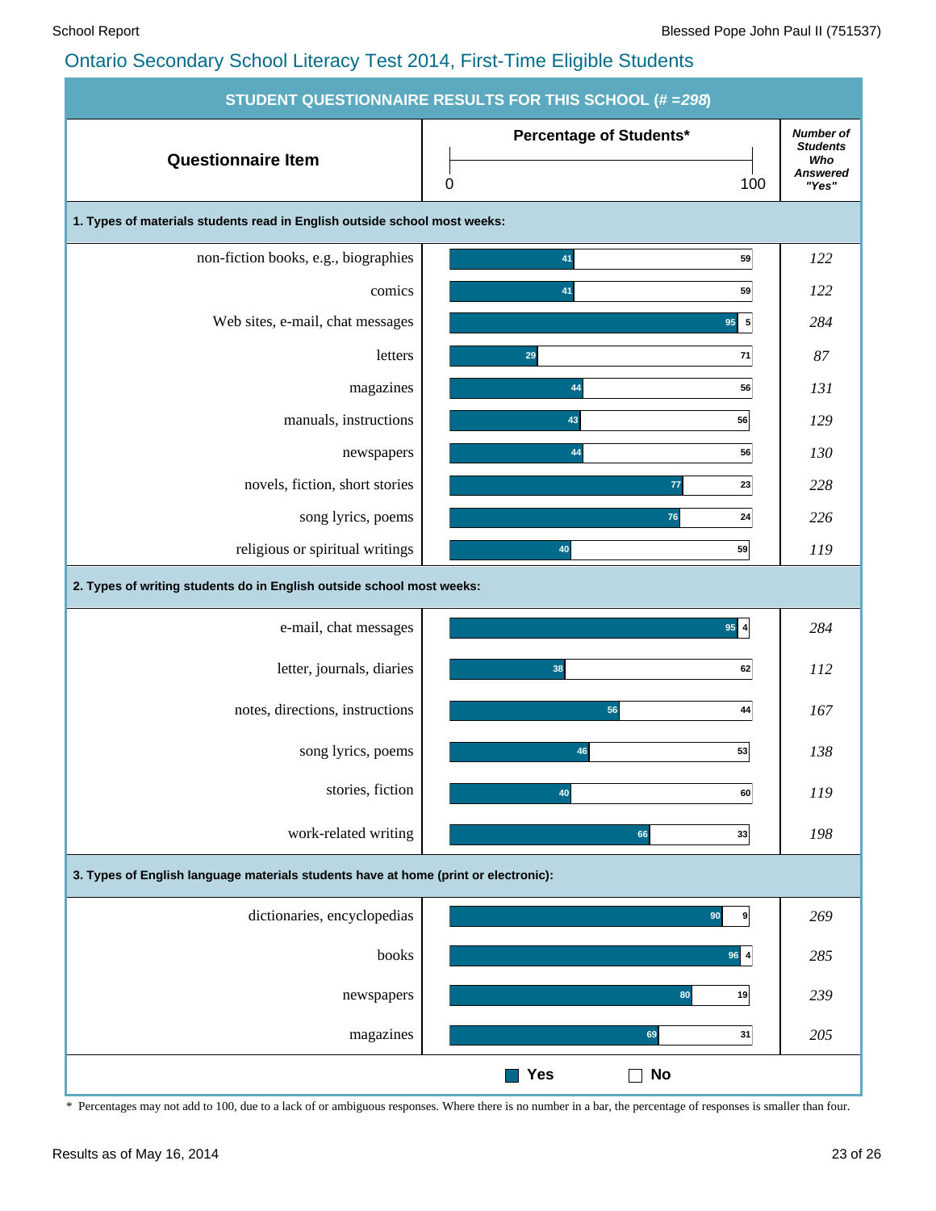## Ontario Secondary School Literacy Test 2014, First-Time Eligible Students

**STUDENT QUESTIONNAIRE RESULTS FOR THIS SCHOOL (*# =298*)**

| Questionnaire Item | Yes (%) | No (%) | Number of Students Who Answered "Yes" |
|---|---|---|---|
| **1. Types of materials students read in English outside school most weeks:** | | | |
| non-fiction books, e.g., biographies | 41 | 59 | 122 |
| comics | 41 | 59 | 122 |
| Web sites, e-mail, chat messages | 95 | 5 | 284 |
| letters | 29 | 71 | 87 |
| magazines | 44 | 56 | 131 |
| manuals, instructions | 43 | 56 | 129 |
| newspapers | 44 | 56 | 130 |
| novels, fiction, short stories | 77 | 23 | 228 |
| song lyrics, poems | 76 | 24 | 226 |
| religious or spiritual writings | 40 | 59 | 119 |
| **2. Types of writing students do in English outside school most weeks:** | | | |
| e-mail, chat messages | 95 | 4 | 284 |
| letter, journals, diaries | 38 | 62 | 112 |
| notes, directions, instructions | 56 | 44 | 167 |
| song lyrics, poems | 46 | 53 | 138 |
| stories, fiction | 40 | 60 | 119 |
| work-related writing | 66 | 33 | 198 |
| **3. Types of English language materials students have at home (print or electronic):** | | | |
| dictionaries, encyclopedias | 90 | 9 | 269 |
| books | 96 | 4 | 285 |
| newspapers | 80 | 19 | 239 |
| magazines | 69 | 31 | 205 |

\* Percentages may not add to 100, due to a lack of or ambiguous responses. Where there is no number in a bar, the percentage of responses is smaller than four.

Results as of May 16, 2014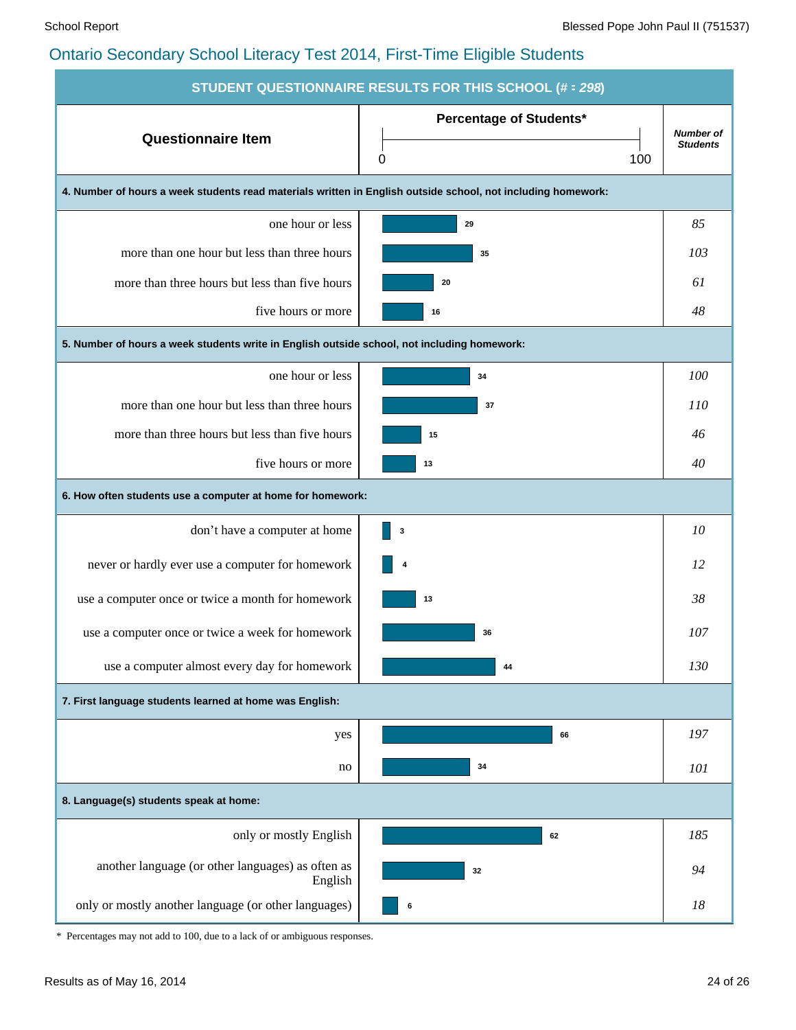## Ontario Secondary School Literacy Test 2014, First-Time Eligible Students

| STUDENT QUESTIONNAIRE RESULTS FOR THIS SCHOOL (# = *298*) | | |
|---|---|---|
| **Questionnaire Item** | **Percentage of Students*** (0–100) | ***Number of Students*** |
| **4. Number of hours a week students read materials written in English outside school, not including homework:** | | |
| one hour or less | 29 | *85* |
| more than one hour but less than three hours | 35 | *103* |
| more than three hours but less than five hours | 20 | *61* |
| five hours or more | 16 | *48* |
| **5. Number of hours a week students write in English outside school, not including homework:** | | |
| one hour or less | 34 | *100* |
| more than one hour but less than three hours | 37 | *110* |
| more than three hours but less than five hours | 15 | *46* |
| five hours or more | 13 | *40* |
| **6. How often students use a computer at home for homework:** | | |
| don't have a computer at home | 3 | *10* |
| never or hardly ever use a computer for homework | 4 | *12* |
| use a computer once or twice a month for homework | 13 | *38* |
| use a computer once or twice a week for homework | 36 | *107* |
| use a computer almost every day for homework | 44 | *130* |
| **7. First language students learned at home was English:** | | |
| yes | 66 | *197* |
| no | 34 | *101* |
| **8. Language(s) students speak at home:** | | |
| only or mostly English | 62 | *185* |
| another language (or other languages) as often as English | 32 | *94* |
| only or mostly another language (or other languages) | 6 | *18* |

\* Percentages may not add to 100, due to a lack of or ambiguous responses.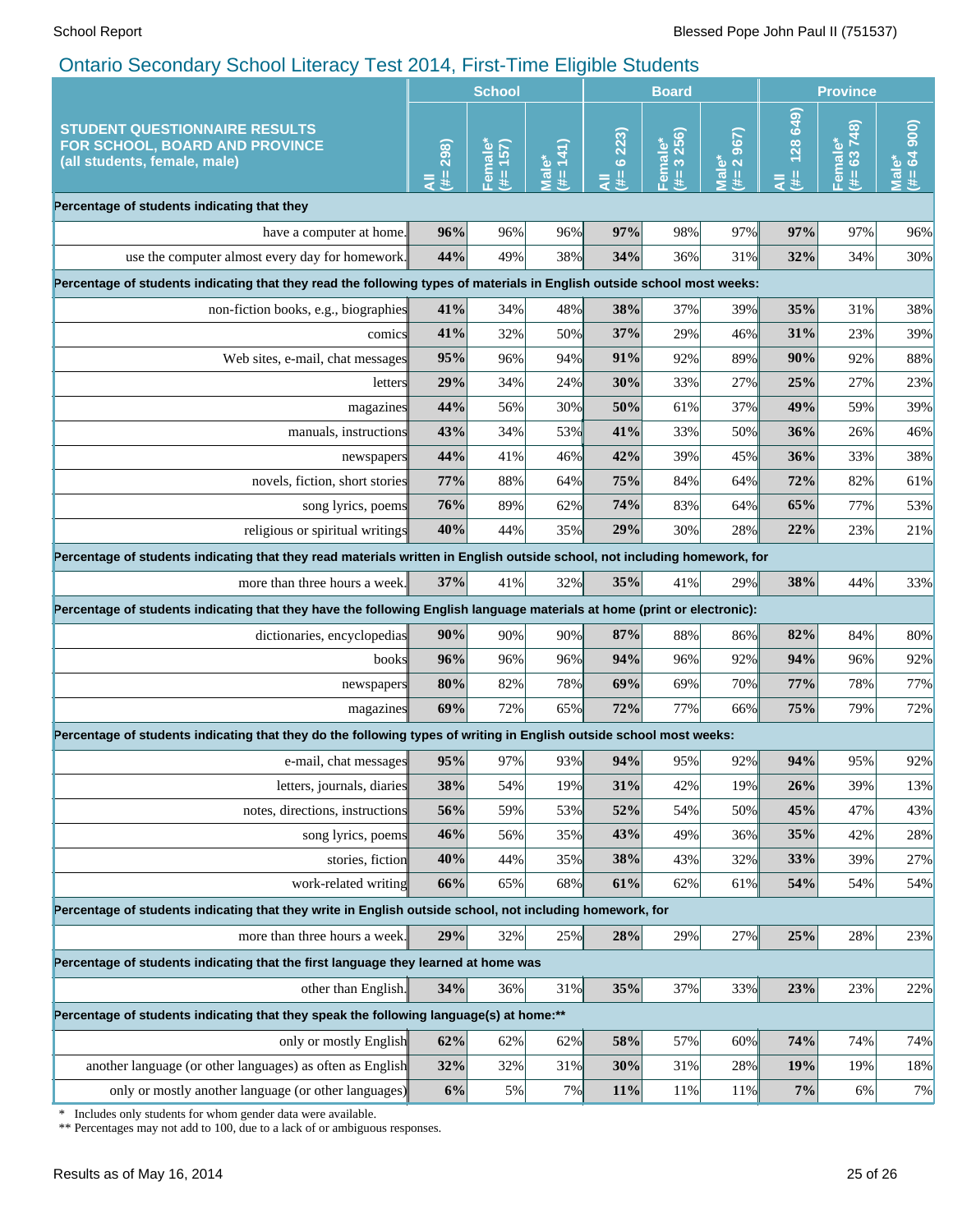## Ontario Secondary School Literacy Test 2014, First-Time Eligible Students

| STUDENT QUESTIONNAIRE RESULTS FOR SCHOOL, BOARD AND PROVINCE (all students, female, male) | School | | | Board | | | Province | | |
|---|---|---|---|---|---|---|---|---|---|
| | All (#= 298) | Female* (#= 157) | Male* (#= 141) | All (#= 6 223) | Female* (#= 3 256) | Male* (#= 2 967) | All (#= 128 649) | Female* (#= 63 748) | Male* (#= 64 900) |
| **Percentage of students indicating that they** | | | | | | | | | |
| have a computer at home. | **96%** | 96% | 96% | **97%** | 98% | 97% | **97%** | 97% | 96% |
| use the computer almost every day for homework. | **44%** | 49% | 38% | **34%** | 36% | 31% | **32%** | 34% | 30% |
| **Percentage of students indicating that they read the following types of materials in English outside school most weeks:** | | | | | | | | | |
| non-fiction books, e.g., biographies | **41%** | 34% | 48% | **38%** | 37% | 39% | **35%** | 31% | 38% |
| comics | **41%** | 32% | 50% | **37%** | 29% | 46% | **31%** | 23% | 39% |
| Web sites, e-mail, chat messages | **95%** | 96% | 94% | **91%** | 92% | 89% | **90%** | 92% | 88% |
| letters | **29%** | 34% | 24% | **30%** | 33% | 27% | **25%** | 27% | 23% |
| magazines | **44%** | 56% | 30% | **50%** | 61% | 37% | **49%** | 59% | 39% |
| manuals, instructions | **43%** | 34% | 53% | **41%** | 33% | 50% | **36%** | 26% | 46% |
| newspapers | **44%** | 41% | 46% | **42%** | 39% | 45% | **36%** | 33% | 38% |
| novels, fiction, short stories | **77%** | 88% | 64% | **75%** | 84% | 64% | **72%** | 82% | 61% |
| song lyrics, poems | **76%** | 89% | 62% | **74%** | 83% | 64% | **65%** | 77% | 53% |
| religious or spiritual writings | **40%** | 44% | 35% | **29%** | 30% | 28% | **22%** | 23% | 21% |
| **Percentage of students indicating that they read materials written in English outside school, not including homework, for** | | | | | | | | | |
| more than three hours a week. | **37%** | 41% | 32% | **35%** | 41% | 29% | **38%** | 44% | 33% |
| **Percentage of students indicating that they have the following English language materials at home (print or electronic):** | | | | | | | | | |
| dictionaries, encyclopedias | **90%** | 90% | 90% | **87%** | 88% | 86% | **82%** | 84% | 80% |
| books | **96%** | 96% | 96% | **94%** | 96% | 92% | **94%** | 96% | 92% |
| newspapers | **80%** | 82% | 78% | **69%** | 69% | 70% | **77%** | 78% | 77% |
| magazines | **69%** | 72% | 65% | **72%** | 77% | 66% | **75%** | 79% | 72% |
| **Percentage of students indicating that they do the following types of writing in English outside school most weeks:** | | | | | | | | | |
| e-mail, chat messages | **95%** | 97% | 93% | **94%** | 95% | 92% | **94%** | 95% | 92% |
| letters, journals, diaries | **38%** | 54% | 19% | **31%** | 42% | 19% | **26%** | 39% | 13% |
| notes, directions, instructions | **56%** | 59% | 53% | **52%** | 54% | 50% | **45%** | 47% | 43% |
| song lyrics, poems | **46%** | 56% | 35% | **43%** | 49% | 36% | **35%** | 42% | 28% |
| stories, fiction | **40%** | 44% | 35% | **38%** | 43% | 32% | **33%** | 39% | 27% |
| work-related writing | **66%** | 65% | 68% | **61%** | 62% | 61% | **54%** | 54% | 54% |
| **Percentage of students indicating that they write in English outside school, not including homework, for** | | | | | | | | | |
| more than three hours a week. | **29%** | 32% | 25% | **28%** | 29% | 27% | **25%** | 28% | 23% |
| **Percentage of students indicating that the first language they learned at home was** | | | | | | | | | |
| other than English. | **34%** | 36% | 31% | **35%** | 37% | 33% | **23%** | 23% | 22% |
| **Percentage of students indicating that they speak the following language(s) at home:**** | | | | | | | | | |
| only or mostly English | **62%** | 62% | 62% | **58%** | 57% | 60% | **74%** | 74% | 74% |
| another language (or other languages) as often as English | **32%** | 32% | 31% | **30%** | 31% | 28% | **19%** | 19% | 18% |
| only or mostly another language (or other languages) | **6%** | 5% | 7% | **11%** | 11% | 11% | **7%** | 6% | 7% |

\* Includes only students for whom gender data were available.
** Percentages may not add to 100, due to a lack of or ambiguous responses.

Results as of May 16, 2014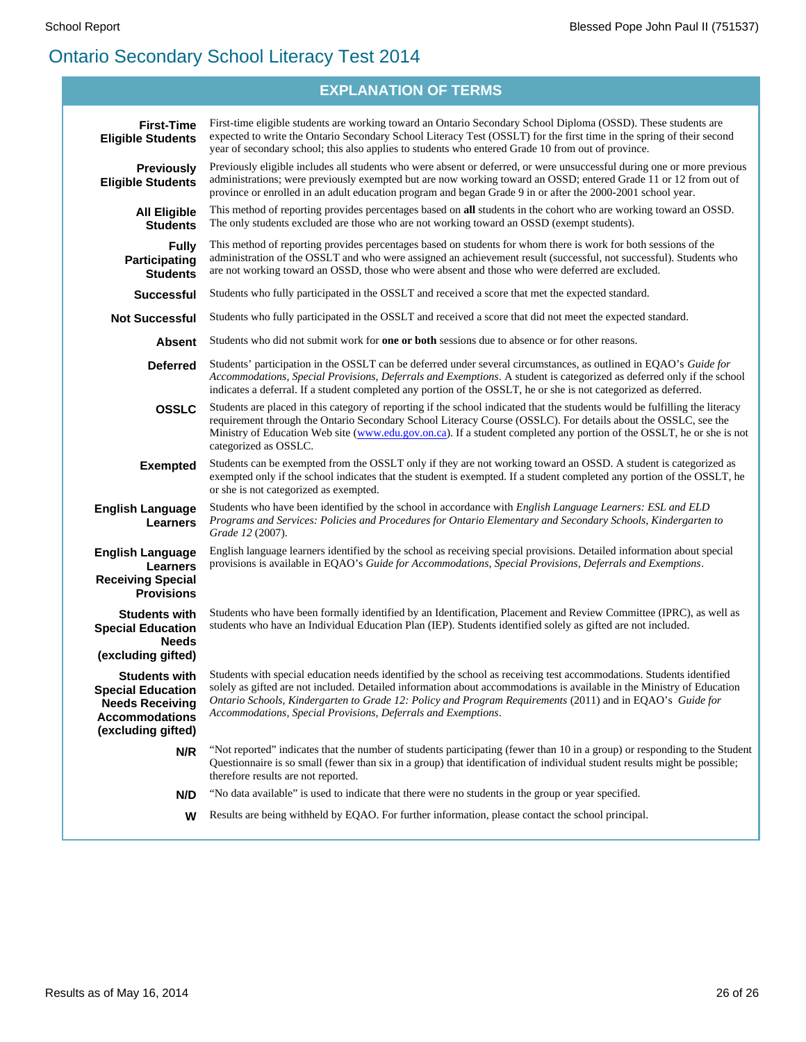# Ontario Secondary School Literacy Test 2014

## EXPLANATION OF TERMS

| | |
|---|---|
| **First-Time Eligible Students** | First-time eligible students are working toward an Ontario Secondary School Diploma (OSSD). These students are expected to write the Ontario Secondary School Literacy Test (OSSLT) for the first time in the spring of their second year of secondary school; this also applies to students who entered Grade 10 from out of province. |
| **Previously Eligible Students** | Previously eligible includes all students who were absent or deferred, or were unsuccessful during one or more previous administrations; were previously exempted but are now working toward an OSSD; entered Grade 11 or 12 from out of province or enrolled in an adult education program and began Grade 9 in or after the 2000-2001 school year. |
| **All Eligible Students** | This method of reporting provides percentages based on **all** students in the cohort who are working toward an OSSD. The only students excluded are those who are not working toward an OSSD (exempt students). |
| **Fully Participating Students** | This method of reporting provides percentages based on students for whom there is work for both sessions of the administration of the OSSLT and who were assigned an achievement result (successful, not successful). Students who are not working toward an OSSD, those who were absent and those who were deferred are excluded. |
| **Successful** | Students who fully participated in the OSSLT and received a score that met the expected standard. |
| **Not Successful** | Students who fully participated in the OSSLT and received a score that did not meet the expected standard. |
| **Absent** | Students who did not submit work for **one or both** sessions due to absence or for other reasons. |
| **Deferred** | Students' participation in the OSSLT can be deferred under several circumstances, as outlined in EQAO's *Guide for Accommodations, Special Provisions, Deferrals and Exemptions*. A student is categorized as deferred only if the school indicates a deferral. If a student completed any portion of the OSSLT, he or she is not categorized as deferred. |
| **OSSLC** | Students are placed in this category of reporting if the school indicated that the students would be fulfilling the literacy requirement through the Ontario Secondary School Literacy Course (OSSLC). For details about the OSSLC, see the Ministry of Education Web site (www.edu.gov.on.ca). If a student completed any portion of the OSSLT, he or she is not categorized as OSSLC. |
| **Exempted** | Students can be exempted from the OSSLT only if they are not working toward an OSSD. A student is categorized as exempted only if the school indicates that the student is exempted. If a student completed any portion of the OSSLT, he or she is not categorized as exempted. |
| **English Language Learners** | Students who have been identified by the school in accordance with *English Language Learners: ESL and ELD Programs and Services: Policies and Procedures for Ontario Elementary and Secondary Schools, Kindergarten to Grade 12* (2007). |
| **English Language Learners Receiving Special Provisions** | English language learners identified by the school as receiving special provisions. Detailed information about special provisions is available in EQAO's *Guide for Accommodations, Special Provisions, Deferrals and Exemptions*. |
| **Students with Special Education Needs (excluding gifted)** | Students who have been formally identified by an Identification, Placement and Review Committee (IPRC), as well as students who have an Individual Education Plan (IEP). Students identified solely as gifted are not included. |
| **Students with Special Education Needs Receiving Accommodations (excluding gifted)** | Students with special education needs identified by the school as receiving test accommodations. Students identified solely as gifted are not included. Detailed information about accommodations is available in the Ministry of Education *Ontario Schools, Kindergarten to Grade 12: Policy and Program Requirements* (2011) and in EQAO's *Guide for Accommodations, Special Provisions, Deferrals and Exemptions*. |
| **N/R** | "Not reported" indicates that the number of students participating (fewer than 10 in a group) or responding to the Student Questionnaire is so small (fewer than six in a group) that identification of individual student results might be possible; therefore results are not reported. |
| **N/D** | "No data available" is used to indicate that there were no students in the group or year specified. |
| **W** | Results are being withheld by EQAO. For further information, please contact the school principal. |

Results as of May 16, 2014